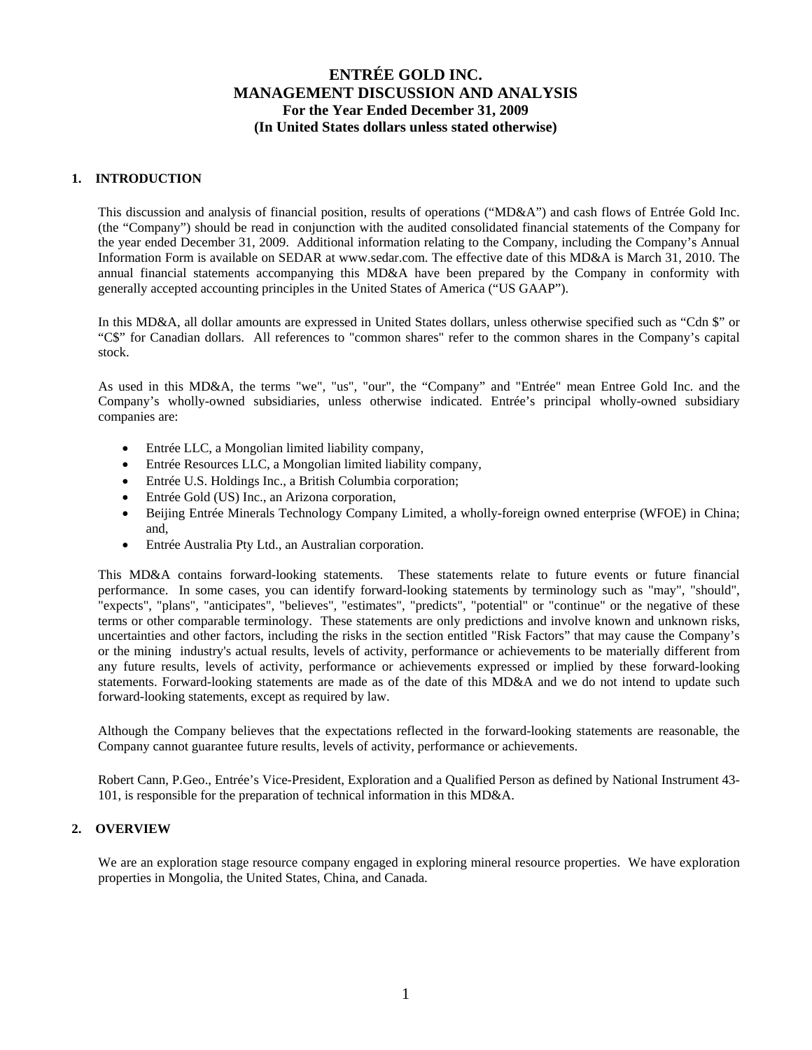# ENTRÉE GOLD INC.
# MANAGEMENT DISCUSSION AND ANALYSIS
### For the Year Ended December 31, 2009
### (In United States dollars unless stated otherwise)

## 1. INTRODUCTION

This discussion and analysis of financial position, results of operations ("MD&A") and cash flows of Entrée Gold Inc. (the "Company") should be read in conjunction with the audited consolidated financial statements of the Company for the year ended December 31, 2009. Additional information relating to the Company, including the Company's Annual Information Form is available on SEDAR at www.sedar.com. The effective date of this MD&A is March 31, 2010. The annual financial statements accompanying this MD&A have been prepared by the Company in conformity with generally accepted accounting principles in the United States of America ("US GAAP").

In this MD&A, all dollar amounts are expressed in United States dollars, unless otherwise specified such as "Cdn $" or "C$" for Canadian dollars. All references to "common shares" refer to the common shares in the Company's capital stock.

As used in this MD&A, the terms "we", "us", "our", the "Company" and "Entrée" mean Entree Gold Inc. and the Company's wholly-owned subsidiaries, unless otherwise indicated. Entrée's principal wholly-owned subsidiary companies are:

- Entrée LLC, a Mongolian limited liability company,
- Entrée Resources LLC, a Mongolian limited liability company,
- Entrée U.S. Holdings Inc., a British Columbia corporation;
- Entrée Gold (US) Inc., an Arizona corporation,
- Beijing Entrée Minerals Technology Company Limited, a wholly-foreign owned enterprise (WFOE) in China; and,
- Entrée Australia Pty Ltd., an Australian corporation.

This MD&A contains forward-looking statements. These statements relate to future events or future financial performance. In some cases, you can identify forward-looking statements by terminology such as "may", "should", "expects", "plans", "anticipates", "believes", "estimates", "predicts", "potential" or "continue" or the negative of these terms or other comparable terminology. These statements are only predictions and involve known and unknown risks, uncertainties and other factors, including the risks in the section entitled "Risk Factors" that may cause the Company's or the mining industry's actual results, levels of activity, performance or achievements to be materially different from any future results, levels of activity, performance or achievements expressed or implied by these forward-looking statements. Forward-looking statements are made as of the date of this MD&A and we do not intend to update such forward-looking statements, except as required by law.

Although the Company believes that the expectations reflected in the forward-looking statements are reasonable, the Company cannot guarantee future results, levels of activity, performance or achievements.

Robert Cann, P.Geo., Entrée's Vice-President, Exploration and a Qualified Person as defined by National Instrument 43-101, is responsible for the preparation of technical information in this MD&A.

## 2. OVERVIEW

We are an exploration stage resource company engaged in exploring mineral resource properties. We have exploration properties in Mongolia, the United States, China, and Canada.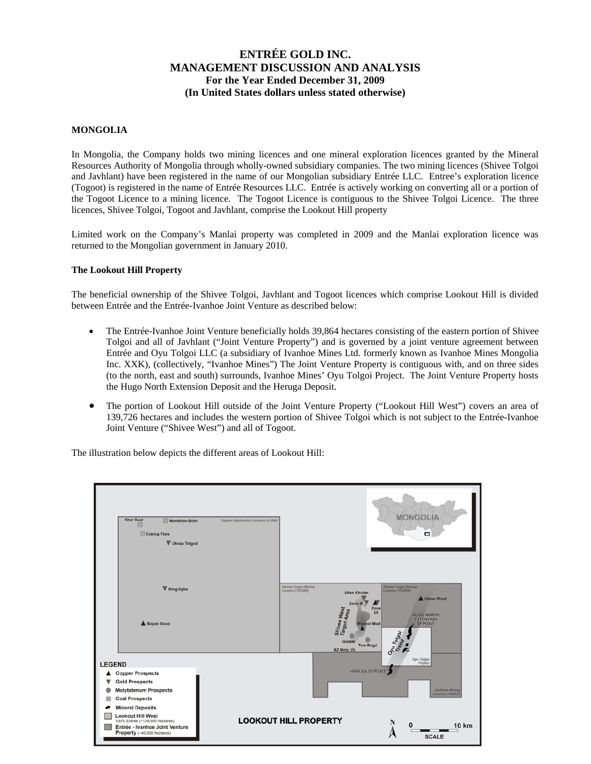# ENTRÉE GOLD INC.
# MANAGEMENT DISCUSSION AND ANALYSIS
### For the Year Ended December 31, 2009
### (In United States dollars unless stated otherwise)

**MONGOLIA**

In Mongolia, the Company holds two mining licences and one mineral exploration licences granted by the Mineral Resources Authority of Mongolia through wholly-owned subsidiary companies. The two mining licences (Shivee Tolgoi and Javhlant) have been registered in the name of our Mongolian subsidiary Entrée LLC. Entree's exploration licence (Togoot) is registered in the name of Entrée Resources LLC. Entrée is actively working on converting all or a portion of the Togoot Licence to a mining licence. The Togoot Licence is contiguous to the Shivee Tolgoi Licence. The three licences, Shivee Tolgoi, Togoot and Javhlant, comprise the Lookout Hill property

Limited work on the Company's Manlai property was completed in 2009 and the Manlai exploration licence was returned to the Mongolian government in January 2010.

**The Lookout Hill Property**

The beneficial ownership of the Shivee Tolgoi, Javhlant and Togoot licences which comprise Lookout Hill is divided between Entrée and the Entrée-Ivanhoe Joint Venture as described below:

- The Entrée-Ivanhoe Joint Venture beneficially holds 39,864 hectares consisting of the eastern portion of Shivee Tolgoi and all of Javhlant ("Joint Venture Property") and is governed by a joint venture agreement between Entrée and Oyu Tolgoi LLC (a subsidiary of Ivanhoe Mines Ltd. formerly known as Ivanhoe Mines Mongolia Inc. XXK), (collectively, "Ivanhoe Mines") The Joint Venture Property is contiguous with, and on three sides (to the north, east and south) surrounds, Ivanhoe Mines' Oyu Tolgoi Project. The Joint Venture Property hosts the Hugo North Extension Deposit and the Heruga Deposit.
- The portion of Lookout Hill outside of the Joint Venture Property ("Lookout Hill West") covers an area of 139,726 hectares and includes the western portion of Shivee Tolgoi which is not subject to the Entrée-Ivanhoe Joint Venture ("Shivee West") and all of Togoot.

The illustration below depicts the different areas of Lookout Hill: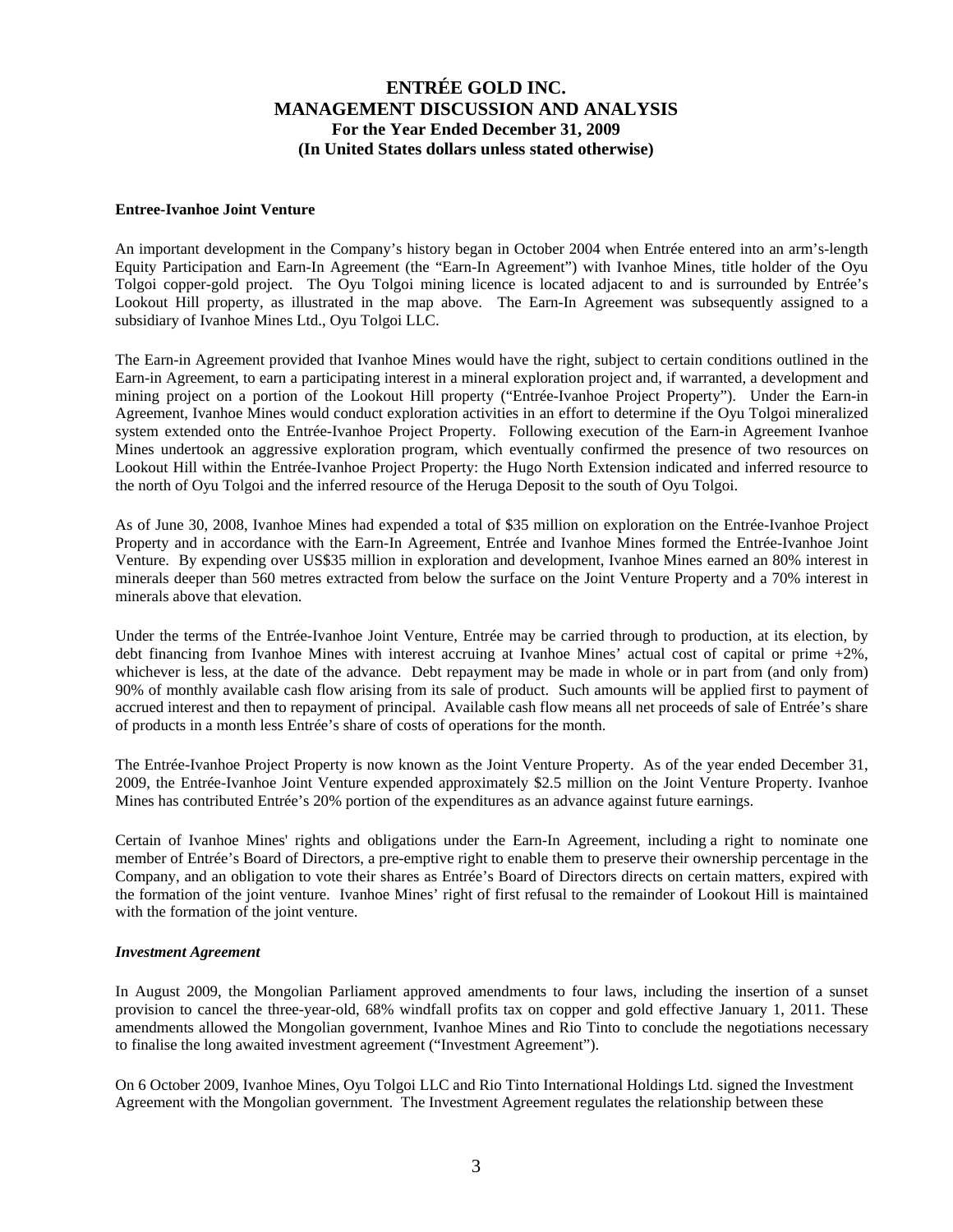**Entree-Ivanhoe Joint Venture**

An important development in the Company's history began in October 2004 when Entrée entered into an arm's-length Equity Participation and Earn-In Agreement (the "Earn-In Agreement") with Ivanhoe Mines, title holder of the Oyu Tolgoi copper-gold project. The Oyu Tolgoi mining licence is located adjacent to and is surrounded by Entrée's Lookout Hill property, as illustrated in the map above. The Earn-In Agreement was subsequently assigned to a subsidiary of Ivanhoe Mines Ltd., Oyu Tolgoi LLC.

The Earn-in Agreement provided that Ivanhoe Mines would have the right, subject to certain conditions outlined in the Earn-in Agreement, to earn a participating interest in a mineral exploration project and, if warranted, a development and mining project on a portion of the Lookout Hill property ("Entrée-Ivanhoe Project Property"). Under the Earn-in Agreement, Ivanhoe Mines would conduct exploration activities in an effort to determine if the Oyu Tolgoi mineralized system extended onto the Entrée-Ivanhoe Project Property. Following execution of the Earn-in Agreement Ivanhoe Mines undertook an aggressive exploration program, which eventually confirmed the presence of two resources on Lookout Hill within the Entrée-Ivanhoe Project Property: the Hugo North Extension indicated and inferred resource to the north of Oyu Tolgoi and the inferred resource of the Heruga Deposit to the south of Oyu Tolgoi.

As of June 30, 2008, Ivanhoe Mines had expended a total of $35 million on exploration on the Entrée-Ivanhoe Project Property and in accordance with the Earn-In Agreement, Entrée and Ivanhoe Mines formed the Entrée-Ivanhoe Joint Venture. By expending over US$35 million in exploration and development, Ivanhoe Mines earned an 80% interest in minerals deeper than 560 metres extracted from below the surface on the Joint Venture Property and a 70% interest in minerals above that elevation.

Under the terms of the Entrée-Ivanhoe Joint Venture, Entrée may be carried through to production, at its election, by debt financing from Ivanhoe Mines with interest accruing at Ivanhoe Mines' actual cost of capital or prime +2%, whichever is less, at the date of the advance. Debt repayment may be made in whole or in part from (and only from) 90% of monthly available cash flow arising from its sale of product. Such amounts will be applied first to payment of accrued interest and then to repayment of principal. Available cash flow means all net proceeds of sale of Entrée's share of products in a month less Entrée's share of costs of operations for the month.

The Entrée-Ivanhoe Project Property is now known as the Joint Venture Property. As of the year ended December 31, 2009, the Entrée-Ivanhoe Joint Venture expended approximately $2.5 million on the Joint Venture Property. Ivanhoe Mines has contributed Entrée's 20% portion of the expenditures as an advance against future earnings.

Certain of Ivanhoe Mines' rights and obligations under the Earn-In Agreement, including a right to nominate one member of Entrée's Board of Directors, a pre-emptive right to enable them to preserve their ownership percentage in the Company, and an obligation to vote their shares as Entrée's Board of Directors directs on certain matters, expired with the formation of the joint venture. Ivanhoe Mines' right of first refusal to the remainder of Lookout Hill is maintained with the formation of the joint venture.

***Investment Agreement***

In August 2009, the Mongolian Parliament approved amendments to four laws, including the insertion of a sunset provision to cancel the three-year-old, 68% windfall profits tax on copper and gold effective January 1, 2011. These amendments allowed the Mongolian government, Ivanhoe Mines and Rio Tinto to conclude the negotiations necessary to finalise the long awaited investment agreement ("Investment Agreement").

On 6 October 2009, Ivanhoe Mines, Oyu Tolgoi LLC and Rio Tinto International Holdings Ltd. signed the Investment Agreement with the Mongolian government. The Investment Agreement regulates the relationship between these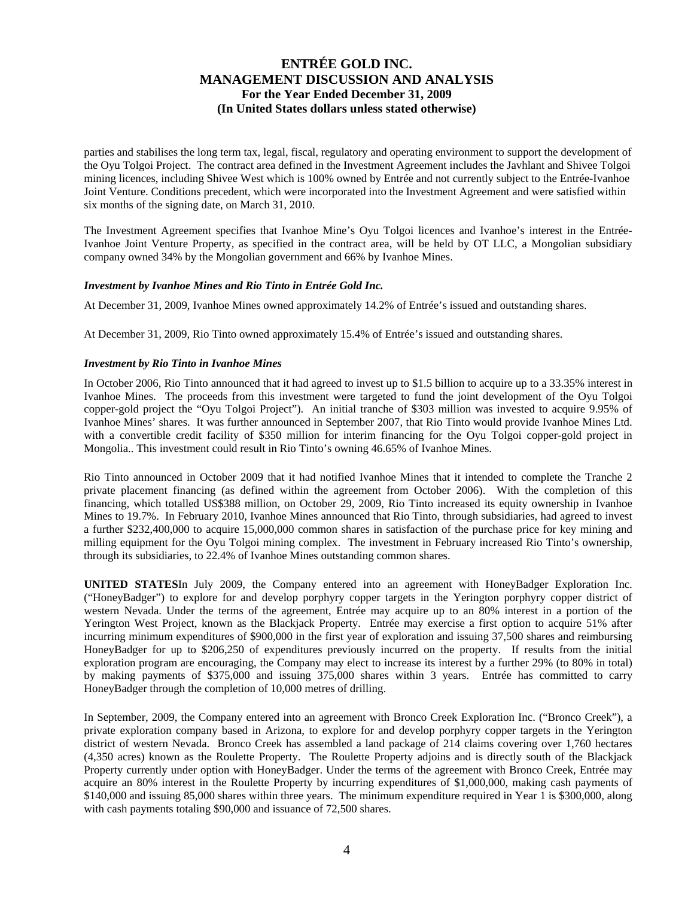parties and stabilises the long term tax, legal, fiscal, regulatory and operating environment to support the development of the Oyu Tolgoi Project. The contract area defined in the Investment Agreement includes the Javhlant and Shivee Tolgoi mining licences, including Shivee West which is 100% owned by Entrée and not currently subject to the Entrée-Ivanhoe Joint Venture. Conditions precedent, which were incorporated into the Investment Agreement and were satisfied within six months of the signing date, on March 31, 2010.

The Investment Agreement specifies that Ivanhoe Mine's Oyu Tolgoi licences and Ivanhoe's interest in the Entrée-Ivanhoe Joint Venture Property, as specified in the contract area, will be held by OT LLC, a Mongolian subsidiary company owned 34% by the Mongolian government and 66% by Ivanhoe Mines.

***Investment by Ivanhoe Mines and Rio Tinto in Entrée Gold Inc.***

At December 31, 2009, Ivanhoe Mines owned approximately 14.2% of Entrée's issued and outstanding shares.

At December 31, 2009, Rio Tinto owned approximately 15.4% of Entrée's issued and outstanding shares.

***Investment by Rio Tinto in Ivanhoe Mines***

In October 2006, Rio Tinto announced that it had agreed to invest up to $1.5 billion to acquire up to a 33.35% interest in Ivanhoe Mines. The proceeds from this investment were targeted to fund the joint development of the Oyu Tolgoi copper-gold project the "Oyu Tolgoi Project"). An initial tranche of $303 million was invested to acquire 9.95% of Ivanhoe Mines' shares. It was further announced in September 2007, that Rio Tinto would provide Ivanhoe Mines Ltd. with a convertible credit facility of $350 million for interim financing for the Oyu Tolgoi copper-gold project in Mongolia.. This investment could result in Rio Tinto's owning 46.65% of Ivanhoe Mines.

Rio Tinto announced in October 2009 that it had notified Ivanhoe Mines that it intended to complete the Tranche 2 private placement financing (as defined within the agreement from October 2006). With the completion of this financing, which totalled US$388 million, on October 29, 2009, Rio Tinto increased its equity ownership in Ivanhoe Mines to 19.7%. In February 2010, Ivanhoe Mines announced that Rio Tinto, through subsidiaries, had agreed to invest a further $232,400,000 to acquire 15,000,000 common shares in satisfaction of the purchase price for key mining and milling equipment for the Oyu Tolgoi mining complex. The investment in February increased Rio Tinto's ownership, through its subsidiaries, to 22.4% of Ivanhoe Mines outstanding common shares.

**UNITED STATES**In July 2009, the Company entered into an agreement with HoneyBadger Exploration Inc. ("HoneyBadger") to explore for and develop porphyry copper targets in the Yerington porphyry copper district of western Nevada. Under the terms of the agreement, Entrée may acquire up to an 80% interest in a portion of the Yerington West Project, known as the Blackjack Property. Entrée may exercise a first option to acquire 51% after incurring minimum expenditures of $900,000 in the first year of exploration and issuing 37,500 shares and reimbursing HoneyBadger for up to $206,250 of expenditures previously incurred on the property. If results from the initial exploration program are encouraging, the Company may elect to increase its interest by a further 29% (to 80% in total) by making payments of $375,000 and issuing 375,000 shares within 3 years. Entrée has committed to carry HoneyBadger through the completion of 10,000 metres of drilling.

In September, 2009, the Company entered into an agreement with Bronco Creek Exploration Inc. ("Bronco Creek"), a private exploration company based in Arizona, to explore for and develop porphyry copper targets in the Yerington district of western Nevada. Bronco Creek has assembled a land package of 214 claims covering over 1,760 hectares (4,350 acres) known as the Roulette Property. The Roulette Property adjoins and is directly south of the Blackjack Property currently under option with HoneyBadger. Under the terms of the agreement with Bronco Creek, Entrée may acquire an 80% interest in the Roulette Property by incurring expenditures of $1,000,000, making cash payments of $140,000 and issuing 85,000 shares within three years. The minimum expenditure required in Year 1 is $300,000, along with cash payments totaling $90,000 and issuance of 72,500 shares.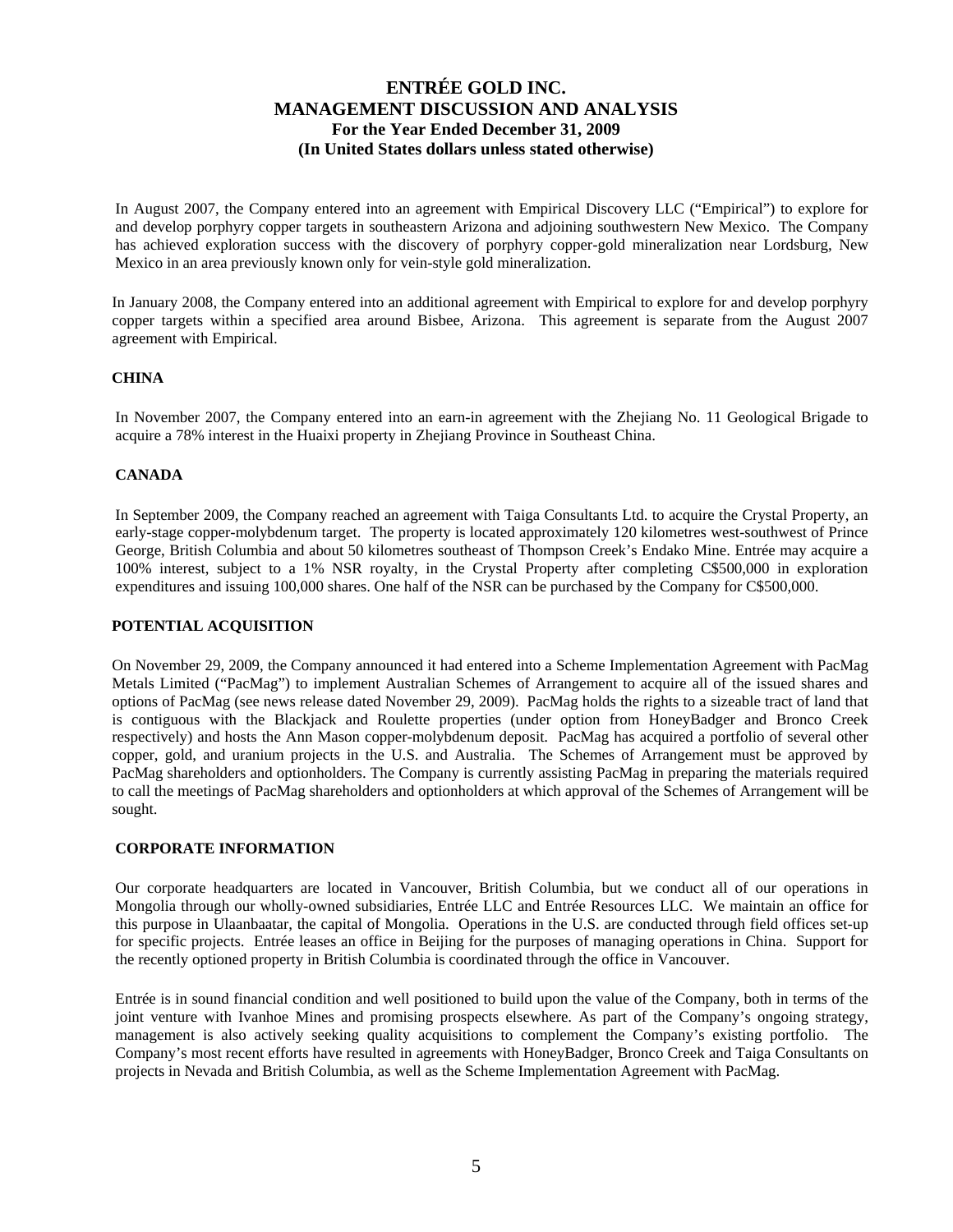In August 2007, the Company entered into an agreement with Empirical Discovery LLC ("Empirical") to explore for and develop porphyry copper targets in southeastern Arizona and adjoining southwestern New Mexico. The Company has achieved exploration success with the discovery of porphyry copper-gold mineralization near Lordsburg, New Mexico in an area previously known only for vein-style gold mineralization.

In January 2008, the Company entered into an additional agreement with Empirical to explore for and develop porphyry copper targets within a specified area around Bisbee, Arizona. This agreement is separate from the August 2007 agreement with Empirical.

## CHINA

In November 2007, the Company entered into an earn-in agreement with the Zhejiang No. 11 Geological Brigade to acquire a 78% interest in the Huaixi property in Zhejiang Province in Southeast China.

## CANADA

In September 2009, the Company reached an agreement with Taiga Consultants Ltd. to acquire the Crystal Property, an early-stage copper-molybdenum target. The property is located approximately 120 kilometres west-southwest of Prince George, British Columbia and about 50 kilometres southeast of Thompson Creek's Endako Mine. Entrée may acquire a 100% interest, subject to a 1% NSR royalty, in the Crystal Property after completing C$500,000 in exploration expenditures and issuing 100,000 shares. One half of the NSR can be purchased by the Company for C$500,000.

## POTENTIAL ACQUISITION

On November 29, 2009, the Company announced it had entered into a Scheme Implementation Agreement with PacMag Metals Limited ("PacMag") to implement Australian Schemes of Arrangement to acquire all of the issued shares and options of PacMag (see news release dated November 29, 2009). PacMag holds the rights to a sizeable tract of land that is contiguous with the Blackjack and Roulette properties (under option from HoneyBadger and Bronco Creek respectively) and hosts the Ann Mason copper-molybdenum deposit. PacMag has acquired a portfolio of several other copper, gold, and uranium projects in the U.S. and Australia. The Schemes of Arrangement must be approved by PacMag shareholders and optionholders. The Company is currently assisting PacMag in preparing the materials required to call the meetings of PacMag shareholders and optionholders at which approval of the Schemes of Arrangement will be sought.

## CORPORATE INFORMATION

Our corporate headquarters are located in Vancouver, British Columbia, but we conduct all of our operations in Mongolia through our wholly-owned subsidiaries, Entrée LLC and Entrée Resources LLC. We maintain an office for this purpose in Ulaanbaatar, the capital of Mongolia. Operations in the U.S. are conducted through field offices set-up for specific projects. Entrée leases an office in Beijing for the purposes of managing operations in China. Support for the recently optioned property in British Columbia is coordinated through the office in Vancouver.

Entrée is in sound financial condition and well positioned to build upon the value of the Company, both in terms of the joint venture with Ivanhoe Mines and promising prospects elsewhere. As part of the Company's ongoing strategy, management is also actively seeking quality acquisitions to complement the Company's existing portfolio. The Company's most recent efforts have resulted in agreements with HoneyBadger, Bronco Creek and Taiga Consultants on projects in Nevada and British Columbia, as well as the Scheme Implementation Agreement with PacMag.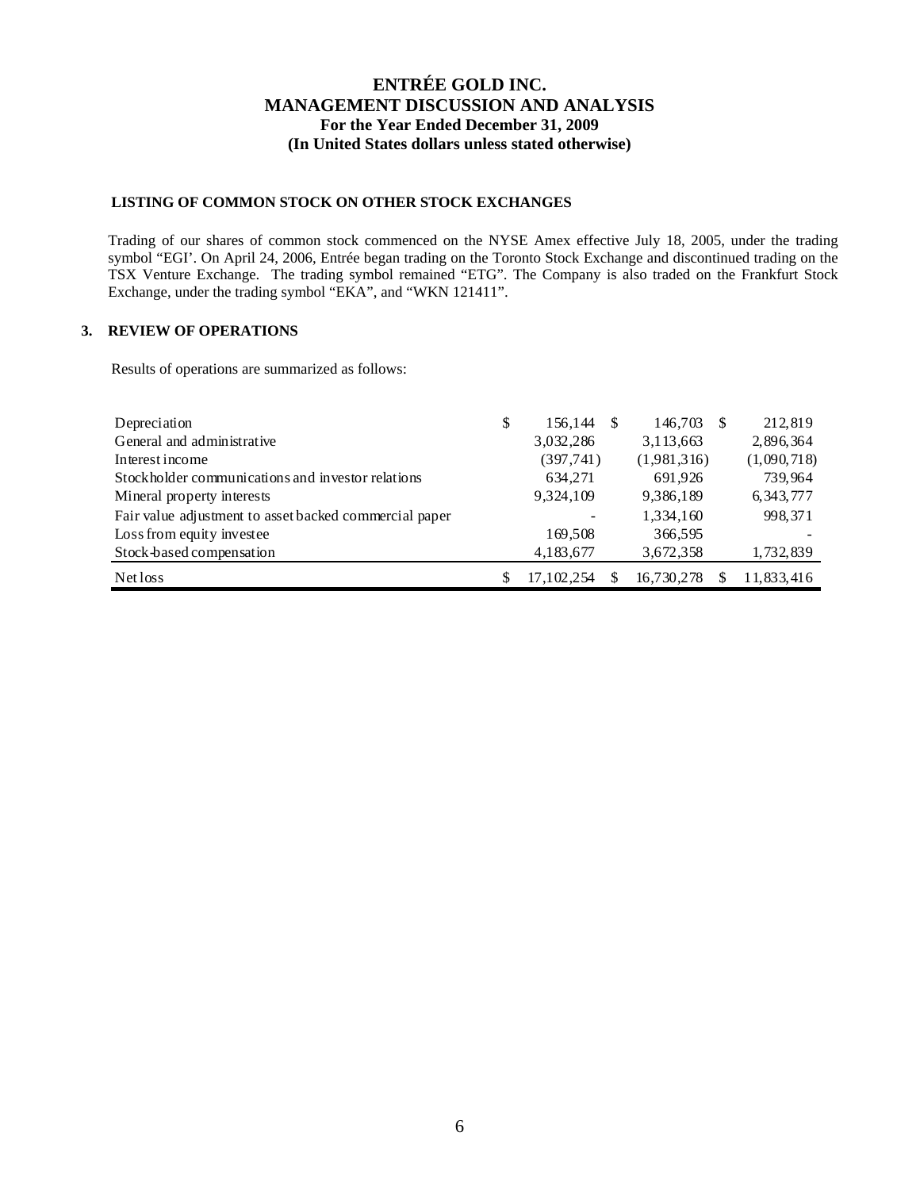### LISTING OF COMMON STOCK ON OTHER STOCK EXCHANGES

Trading of our shares of common stock commenced on the NYSE Amex effective July 18, 2005, under the trading symbol "EGI'. On April 24, 2006, Entrée began trading on the Toronto Stock Exchange and discontinued trading on the TSX Venture Exchange. The trading symbol remained "ETG". The Company is also traded on the Frankfurt Stock Exchange, under the trading symbol "EKA", and "WKN 121411".

## 3. REVIEW OF OPERATIONS

Results of operations are summarized as follows:

| | | | |
|---|---|---|---|
| Depreciation | $ 156,144 | $ 146,703 | $ 212,819 |
| General and administrative | 3,032,286 | 3,113,663 | 2,896,364 |
| Interest income | (397,741) | (1,981,316) | (1,090,718) |
| Stockholder communications and investor relations | 634,271 | 691,926 | 739,964 |
| Mineral property interests | 9,324,109 | 9,386,189 | 6,343,777 |
| Fair value adjustment to asset backed commercial paper | - | 1,334,160 | 998,371 |
| Loss from equity investee | 169,508 | 366,595 | - |
| Stock-based compensation | 4,183,677 | 3,672,358 | 1,732,839 |
| Net loss | $ 17,102,254 | $ 16,730,278 | $ 11,833,416 |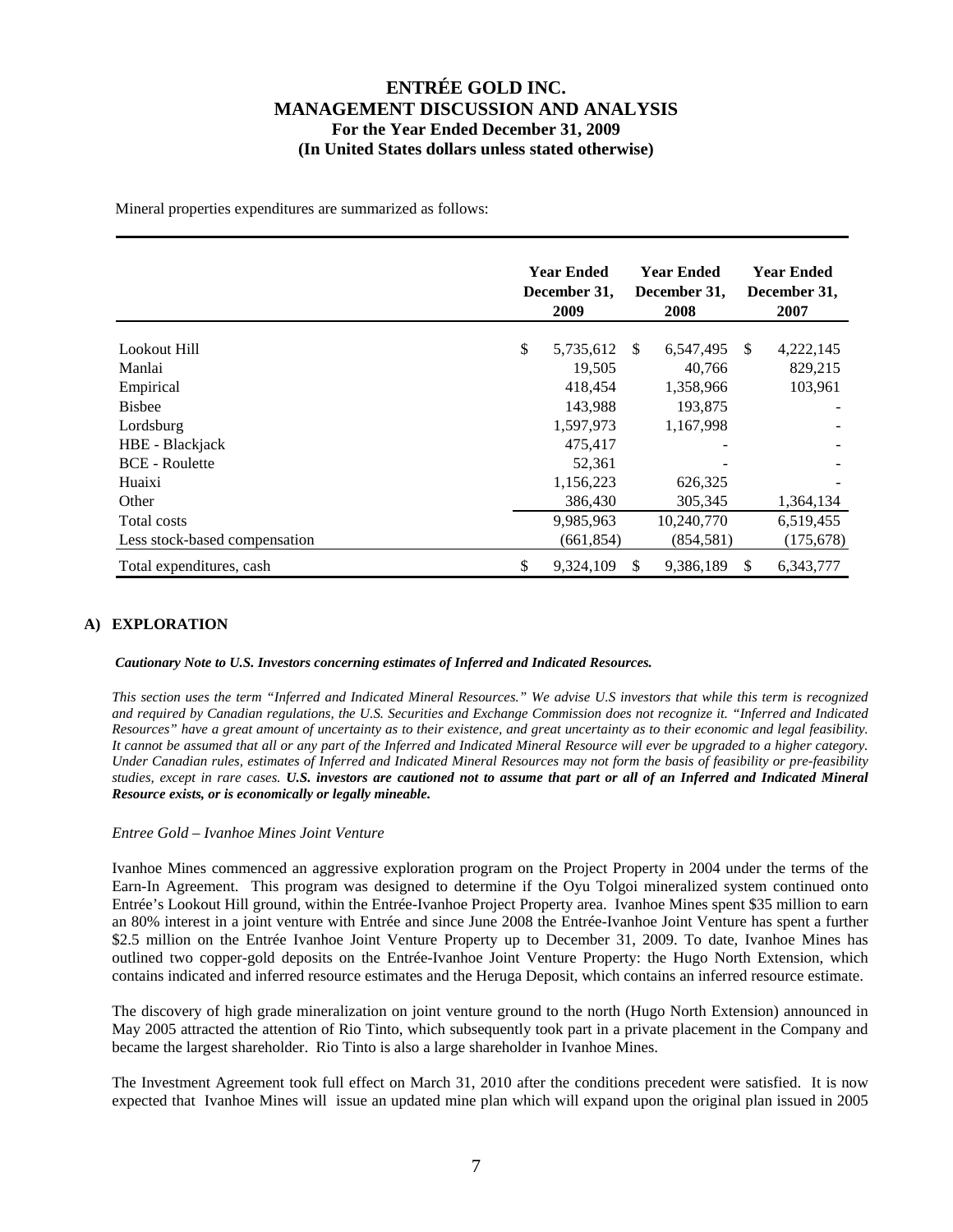Mineral properties expenditures are summarized as follows:

| | Year Ended December 31, 2009 | Year Ended December 31, 2008 | Year Ended December 31, 2007 |
|---|---|---|---|
| Lookout Hill | $ 5,735,612 | $ 6,547,495 | $ 4,222,145 |
| Manlai | 19,505 | 40,766 | 829,215 |
| Empirical | 418,454 | 1,358,966 | 103,961 |
| Bisbee | 143,988 | 193,875 | - |
| Lordsburg | 1,597,973 | 1,167,998 | - |
| HBE - Blackjack | 475,417 | - | - |
| BCE - Roulette | 52,361 | - | - |
| Huaixi | 1,156,223 | 626,325 | - |
| Other | 386,430 | 305,345 | 1,364,134 |
| Total costs | 9,985,963 | 10,240,770 | 6,519,455 |
| Less stock-based compensation | (661,854) | (854,581) | (175,678) |
| Total expenditures, cash | $ 9,324,109 | $ 9,386,189 | $ 6,343,777 |

## A) EXPLORATION

***Cautionary Note to U.S. Investors concerning estimates of Inferred and Indicated Resources.***

*This section uses the term "Inferred and Indicated Mineral Resources." We advise U.S investors that while this term is recognized and required by Canadian regulations, the U.S. Securities and Exchange Commission does not recognize it. "Inferred and Indicated Resources" have a great amount of uncertainty as to their existence, and great uncertainty as to their economic and legal feasibility. It cannot be assumed that all or any part of the Inferred and Indicated Mineral Resource will ever be upgraded to a higher category. Under Canadian rules, estimates of Inferred and Indicated Mineral Resources may not form the basis of feasibility or pre-feasibility studies, except in rare cases.* ***U.S. investors are cautioned not to assume that part or all of an Inferred and Indicated Mineral Resource exists, or is economically or legally mineable.***

*Entree Gold – Ivanhoe Mines Joint Venture*

Ivanhoe Mines commenced an aggressive exploration program on the Project Property in 2004 under the terms of the Earn-In Agreement. This program was designed to determine if the Oyu Tolgoi mineralized system continued onto Entrée's Lookout Hill ground, within the Entrée-Ivanhoe Project Property area. Ivanhoe Mines spent $35 million to earn an 80% interest in a joint venture with Entrée and since June 2008 the Entrée-Ivanhoe Joint Venture has spent a further $2.5 million on the Entrée Ivanhoe Joint Venture Property up to December 31, 2009. To date, Ivanhoe Mines has outlined two copper-gold deposits on the Entrée-Ivanhoe Joint Venture Property: the Hugo North Extension, which contains indicated and inferred resource estimates and the Heruga Deposit, which contains an inferred resource estimate.

The discovery of high grade mineralization on joint venture ground to the north (Hugo North Extension) announced in May 2005 attracted the attention of Rio Tinto, which subsequently took part in a private placement in the Company and became the largest shareholder. Rio Tinto is also a large shareholder in Ivanhoe Mines.

The Investment Agreement took full effect on March 31, 2010 after the conditions precedent were satisfied. It is now expected that Ivanhoe Mines will issue an updated mine plan which will expand upon the original plan issued in 2005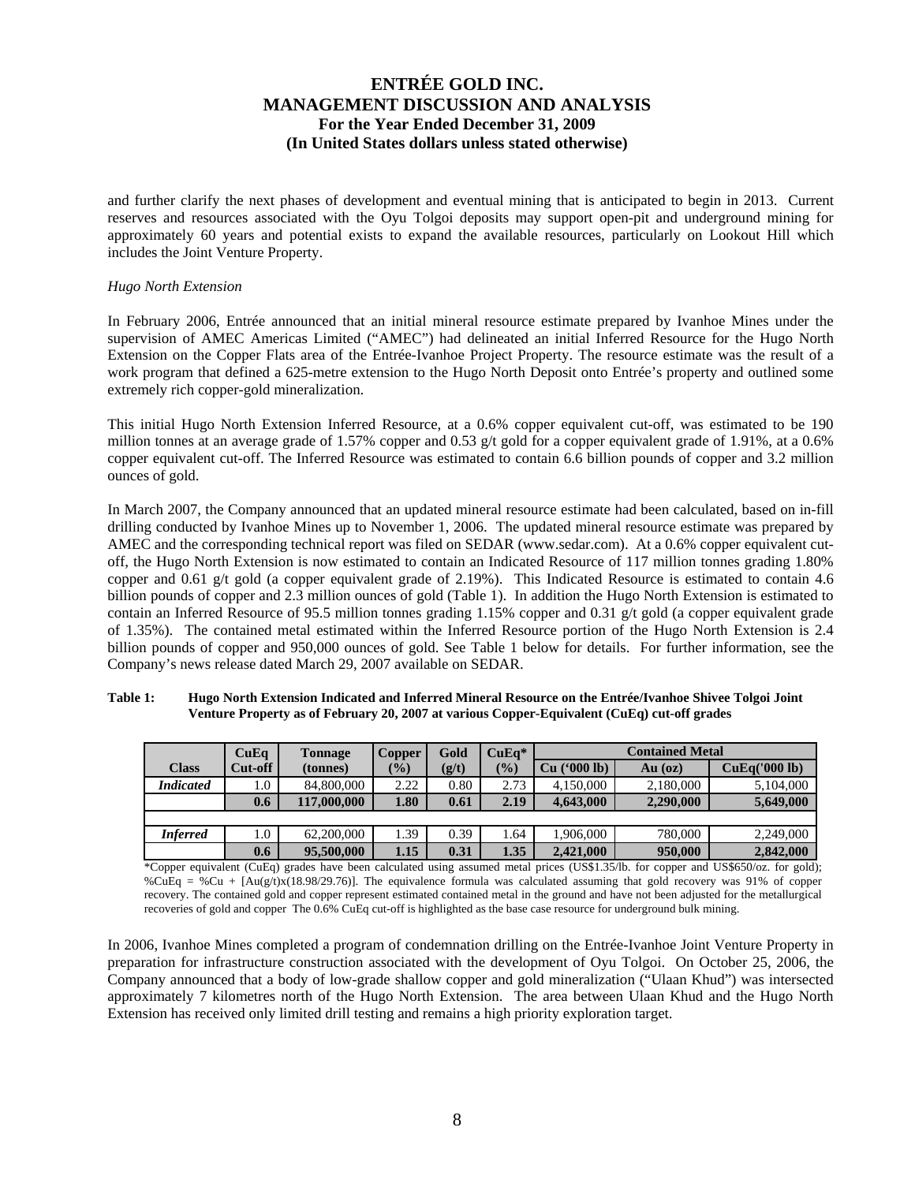and further clarify the next phases of development and eventual mining that is anticipated to begin in 2013. Current reserves and resources associated with the Oyu Tolgoi deposits may support open-pit and underground mining for approximately 60 years and potential exists to expand the available resources, particularly on Lookout Hill which includes the Joint Venture Property.

*Hugo North Extension*

In February 2006, Entrée announced that an initial mineral resource estimate prepared by Ivanhoe Mines under the supervision of AMEC Americas Limited ("AMEC") had delineated an initial Inferred Resource for the Hugo North Extension on the Copper Flats area of the Entrée-Ivanhoe Project Property. The resource estimate was the result of a work program that defined a 625-metre extension to the Hugo North Deposit onto Entrée's property and outlined some extremely rich copper-gold mineralization.

This initial Hugo North Extension Inferred Resource, at a 0.6% copper equivalent cut-off, was estimated to be 190 million tonnes at an average grade of 1.57% copper and 0.53 g/t gold for a copper equivalent grade of 1.91%, at a 0.6% copper equivalent cut-off. The Inferred Resource was estimated to contain 6.6 billion pounds of copper and 3.2 million ounces of gold.

In March 2007, the Company announced that an updated mineral resource estimate had been calculated, based on in-fill drilling conducted by Ivanhoe Mines up to November 1, 2006. The updated mineral resource estimate was prepared by AMEC and the corresponding technical report was filed on SEDAR (www.sedar.com). At a 0.6% copper equivalent cut-off, the Hugo North Extension is now estimated to contain an Indicated Resource of 117 million tonnes grading 1.80% copper and 0.61 g/t gold (a copper equivalent grade of 2.19%). This Indicated Resource is estimated to contain 4.6 billion pounds of copper and 2.3 million ounces of gold (Table 1). In addition the Hugo North Extension is estimated to contain an Inferred Resource of 95.5 million tonnes grading 1.15% copper and 0.31 g/t gold (a copper equivalent grade of 1.35%). The contained metal estimated within the Inferred Resource portion of the Hugo North Extension is 2.4 billion pounds of copper and 950,000 ounces of gold. See Table 1 below for details. For further information, see the Company's news release dated March 29, 2007 available on SEDAR.

**Table 1: Hugo North Extension Indicated and Inferred Mineral Resource on the Entrée/Ivanhoe Shivee Tolgoi Joint Venture Property as of February 20, 2007 at various Copper-Equivalent (CuEq) cut-off grades**

| Class | CuEq Cut-off | Tonnage (tonnes) | Copper (%) | Gold (g/t) | CuEq* (%) | Contained Metal | | |
|---|---|---|---|---|---|---|---|---|
| | | | | | | Cu ('000 lb) | Au (oz) | CuEq('000 lb) |
| *Indicated* | 1.0 | 84,800,000 | 2.22 | 0.80 | 2.73 | 4,150,000 | 2,180,000 | 5,104,000 |
| | **0.6** | **117,000,000** | **1.80** | **0.61** | **2.19** | **4,643,000** | **2,290,000** | **5,649,000** |
| | | | | | | | | |
| *Inferred* | 1.0 | 62,200,000 | 1.39 | 0.39 | 1.64 | 1,906,000 | 780,000 | 2,249,000 |
| | **0.6** | **95,500,000** | **1.15** | **0.31** | **1.35** | **2,421,000** | **950,000** | **2,842,000** |

*Copper equivalent (CuEq) grades have been calculated using assumed metal prices (US$1.35/lb. for copper and US$650/oz. for gold); %CuEq = %Cu + [Au(g/t)x(18.98/29.76)]. The equivalence formula was calculated assuming that gold recovery was 91% of copper recovery. The contained gold and copper represent estimated contained metal in the ground and have not been adjusted for the metallurgical recoveries of gold and copper The 0.6% CuEq cut-off is highlighted as the base case resource for underground bulk mining.

In 2006, Ivanhoe Mines completed a program of condemnation drilling on the Entrée-Ivanhoe Joint Venture Property in preparation for infrastructure construction associated with the development of Oyu Tolgoi. On October 25, 2006, the Company announced that a body of low-grade shallow copper and gold mineralization ("Ulaan Khud") was intersected approximately 7 kilometres north of the Hugo North Extension. The area between Ulaan Khud and the Hugo North Extension has received only limited drill testing and remains a high priority exploration target.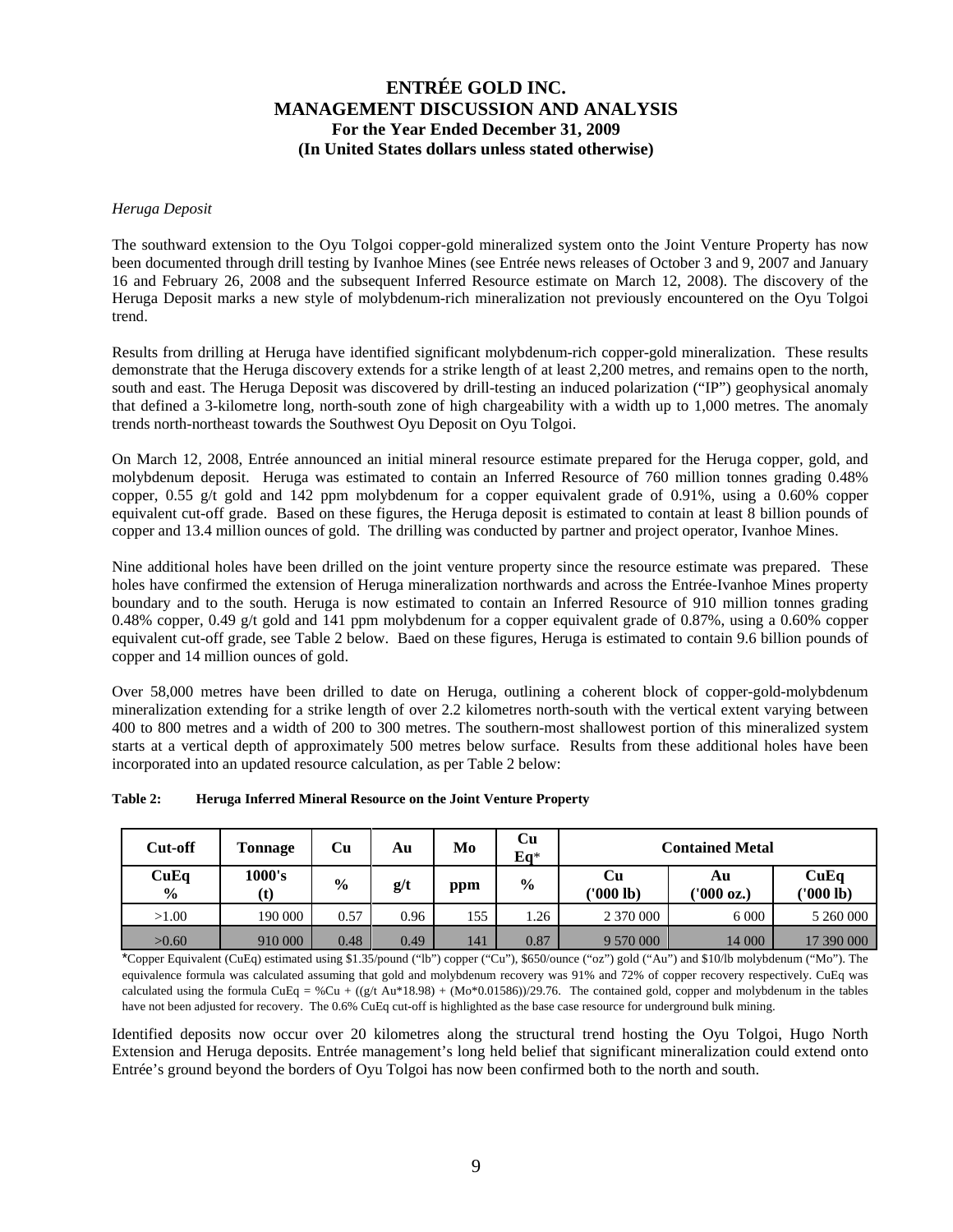*Heruga Deposit*

The southward extension to the Oyu Tolgoi copper-gold mineralized system onto the Joint Venture Property has now been documented through drill testing by Ivanhoe Mines (see Entrée news releases of October 3 and 9, 2007 and January 16 and February 26, 2008 and the subsequent Inferred Resource estimate on March 12, 2008). The discovery of the Heruga Deposit marks a new style of molybdenum-rich mineralization not previously encountered on the Oyu Tolgoi trend.

Results from drilling at Heruga have identified significant molybdenum-rich copper-gold mineralization. These results demonstrate that the Heruga discovery extends for a strike length of at least 2,200 metres, and remains open to the north, south and east. The Heruga Deposit was discovered by drill-testing an induced polarization ("IP") geophysical anomaly that defined a 3-kilometre long, north-south zone of high chargeability with a width up to 1,000 metres. The anomaly trends north-northeast towards the Southwest Oyu Deposit on Oyu Tolgoi.

On March 12, 2008, Entrée announced an initial mineral resource estimate prepared for the Heruga copper, gold, and molybdenum deposit. Heruga was estimated to contain an Inferred Resource of 760 million tonnes grading 0.48% copper, 0.55 g/t gold and 142 ppm molybdenum for a copper equivalent grade of 0.91%, using a 0.60% copper equivalent cut-off grade. Based on these figures, the Heruga deposit is estimated to contain at least 8 billion pounds of copper and 13.4 million ounces of gold. The drilling was conducted by partner and project operator, Ivanhoe Mines.

Nine additional holes have been drilled on the joint venture property since the resource estimate was prepared. These holes have confirmed the extension of Heruga mineralization northwards and across the Entrée-Ivanhoe Mines property boundary and to the south. Heruga is now estimated to contain an Inferred Resource of 910 million tonnes grading 0.48% copper, 0.49 g/t gold and 141 ppm molybdenum for a copper equivalent grade of 0.87%, using a 0.60% copper equivalent cut-off grade, see Table 2 below. Baed on these figures, Heruga is estimated to contain 9.6 billion pounds of copper and 14 million ounces of gold.

Over 58,000 metres have been drilled to date on Heruga, outlining a coherent block of copper-gold-molybdenum mineralization extending for a strike length of over 2.2 kilometres north-south with the vertical extent varying between 400 to 800 metres and a width of 200 to 300 metres. The southern-most shallowest portion of this mineralized system starts at a vertical depth of approximately 500 metres below surface. Results from these additional holes have been incorporated into an updated resource calculation, as per Table 2 below:

**Table 2: Heruga Inferred Mineral Resource on the Joint Venture Property**

| Cut-off | Tonnage | Cu | Au | Mo | Cu Eq* | Contained Metal | | |
|---|---|---|---|---|---|---|---|---|
| CuEq % | 1000's (t) | % | g/t | ppm | % | Cu ('000 lb) | Au ('000 oz.) | CuEq ('000 lb) |
| >1.00 | 190 000 | 0.57 | 0.96 | 155 | 1.26 | 2 370 000 | 6 000 | 5 260 000 |
| >0.60 | 910 000 | 0.48 | 0.49 | 141 | 0.87 | 9 570 000 | 14 000 | 17 390 000 |

*Copper Equivalent (CuEq) estimated using $1.35/pound ("lb") copper ("Cu"), $650/ounce ("oz") gold ("Au") and $10/lb molybdenum ("Mo"). The equivalence formula was calculated assuming that gold and molybdenum recovery was 91% and 72% of copper recovery respectively. CuEq was calculated using the formula CuEq = %Cu + ((g/t Au*18.98) + (Mo*0.01586))/29.76. The contained gold, copper and molybdenum in the tables have not been adjusted for recovery. The 0.6% CuEq cut-off is highlighted as the base case resource for underground bulk mining.

Identified deposits now occur over 20 kilometres along the structural trend hosting the Oyu Tolgoi, Hugo North Extension and Heruga deposits. Entrée management's long held belief that significant mineralization could extend onto Entrée's ground beyond the borders of Oyu Tolgoi has now been confirmed both to the north and south.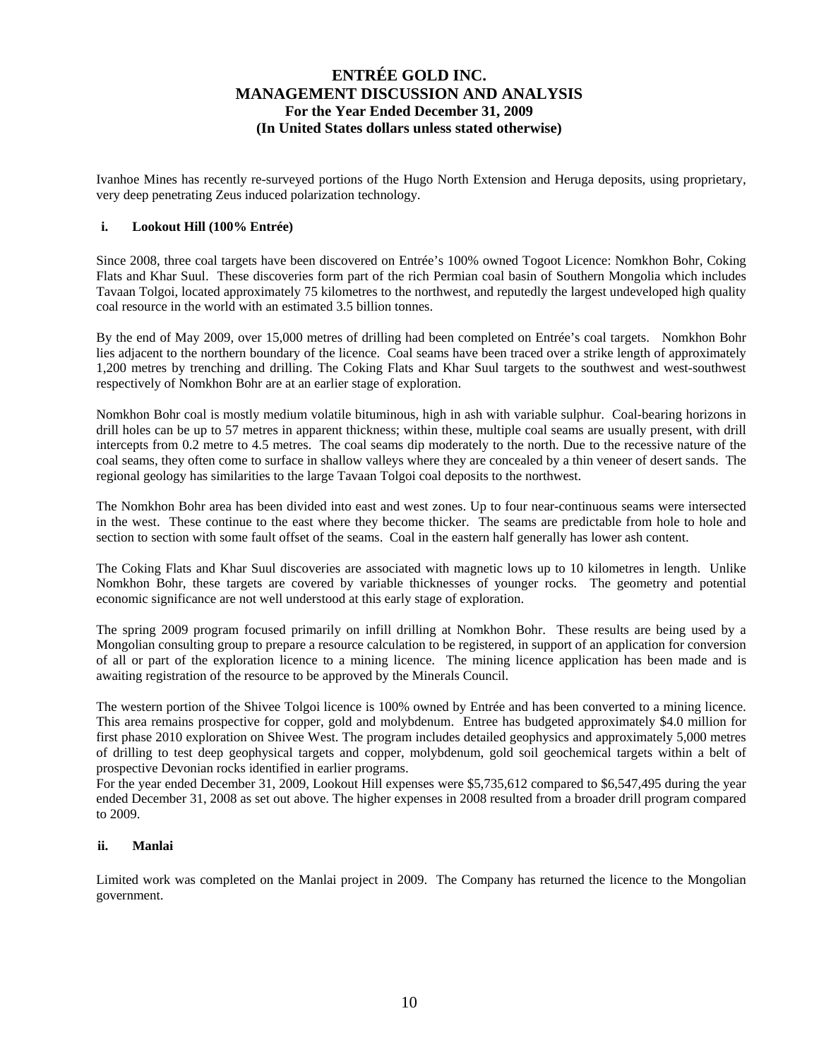Ivanhoe Mines has recently re-surveyed portions of the Hugo North Extension and Heruga deposits, using proprietary, very deep penetrating Zeus induced polarization technology.

### i. Lookout Hill (100% Entrée)

Since 2008, three coal targets have been discovered on Entrée's 100% owned Togoot Licence: Nomkhon Bohr, Coking Flats and Khar Suul. These discoveries form part of the rich Permian coal basin of Southern Mongolia which includes Tavaan Tolgoi, located approximately 75 kilometres to the northwest, and reputedly the largest undeveloped high quality coal resource in the world with an estimated 3.5 billion tonnes.

By the end of May 2009, over 15,000 metres of drilling had been completed on Entrée's coal targets. Nomkhon Bohr lies adjacent to the northern boundary of the licence. Coal seams have been traced over a strike length of approximately 1,200 metres by trenching and drilling. The Coking Flats and Khar Suul targets to the southwest and west-southwest respectively of Nomkhon Bohr are at an earlier stage of exploration.

Nomkhon Bohr coal is mostly medium volatile bituminous, high in ash with variable sulphur. Coal-bearing horizons in drill holes can be up to 57 metres in apparent thickness; within these, multiple coal seams are usually present, with drill intercepts from 0.2 metre to 4.5 metres. The coal seams dip moderately to the north. Due to the recessive nature of the coal seams, they often come to surface in shallow valleys where they are concealed by a thin veneer of desert sands. The regional geology has similarities to the large Tavaan Tolgoi coal deposits to the northwest.

The Nomkhon Bohr area has been divided into east and west zones. Up to four near-continuous seams were intersected in the west. These continue to the east where they become thicker. The seams are predictable from hole to hole and section to section with some fault offset of the seams. Coal in the eastern half generally has lower ash content.

The Coking Flats and Khar Suul discoveries are associated with magnetic lows up to 10 kilometres in length. Unlike Nomkhon Bohr, these targets are covered by variable thicknesses of younger rocks. The geometry and potential economic significance are not well understood at this early stage of exploration.

The spring 2009 program focused primarily on infill drilling at Nomkhon Bohr. These results are being used by a Mongolian consulting group to prepare a resource calculation to be registered, in support of an application for conversion of all or part of the exploration licence to a mining licence. The mining licence application has been made and is awaiting registration of the resource to be approved by the Minerals Council.

The western portion of the Shivee Tolgoi licence is 100% owned by Entrée and has been converted to a mining licence. This area remains prospective for copper, gold and molybdenum. Entree has budgeted approximately $4.0 million for first phase 2010 exploration on Shivee West. The program includes detailed geophysics and approximately 5,000 metres of drilling to test deep geophysical targets and copper, molybdenum, gold soil geochemical targets within a belt of prospective Devonian rocks identified in earlier programs.

For the year ended December 31, 2009, Lookout Hill expenses were $5,735,612 compared to $6,547,495 during the year ended December 31, 2008 as set out above. The higher expenses in 2008 resulted from a broader drill program compared to 2009.

### ii. Manlai

Limited work was completed on the Manlai project in 2009. The Company has returned the licence to the Mongolian government.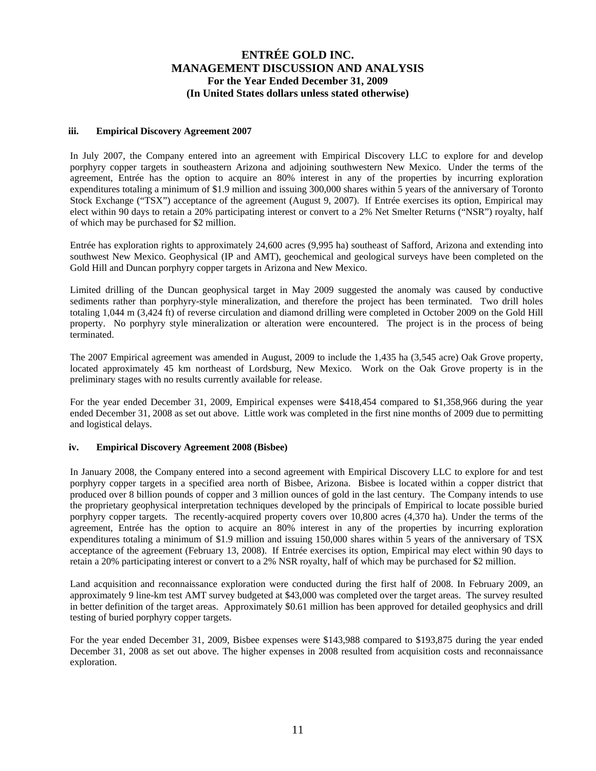#### iii. Empirical Discovery Agreement 2007

In July 2007, the Company entered into an agreement with Empirical Discovery LLC to explore for and develop porphyry copper targets in southeastern Arizona and adjoining southwestern New Mexico. Under the terms of the agreement, Entrée has the option to acquire an 80% interest in any of the properties by incurring exploration expenditures totaling a minimum of $1.9 million and issuing 300,000 shares within 5 years of the anniversary of Toronto Stock Exchange ("TSX") acceptance of the agreement (August 9, 2007). If Entrée exercises its option, Empirical may elect within 90 days to retain a 20% participating interest or convert to a 2% Net Smelter Returns ("NSR") royalty, half of which may be purchased for $2 million.

Entrée has exploration rights to approximately 24,600 acres (9,995 ha) southeast of Safford, Arizona and extending into southwest New Mexico. Geophysical (IP and AMT), geochemical and geological surveys have been completed on the Gold Hill and Duncan porphyry copper targets in Arizona and New Mexico.

Limited drilling of the Duncan geophysical target in May 2009 suggested the anomaly was caused by conductive sediments rather than porphyry-style mineralization, and therefore the project has been terminated. Two drill holes totaling 1,044 m (3,424 ft) of reverse circulation and diamond drilling were completed in October 2009 on the Gold Hill property. No porphyry style mineralization or alteration were encountered. The project is in the process of being terminated.

The 2007 Empirical agreement was amended in August, 2009 to include the 1,435 ha (3,545 acre) Oak Grove property, located approximately 45 km northeast of Lordsburg, New Mexico. Work on the Oak Grove property is in the preliminary stages with no results currently available for release.

For the year ended December 31, 2009, Empirical expenses were $418,454 compared to $1,358,966 during the year ended December 31, 2008 as set out above. Little work was completed in the first nine months of 2009 due to permitting and logistical delays.

#### iv. Empirical Discovery Agreement 2008 (Bisbee)

In January 2008, the Company entered into a second agreement with Empirical Discovery LLC to explore for and test porphyry copper targets in a specified area north of Bisbee, Arizona. Bisbee is located within a copper district that produced over 8 billion pounds of copper and 3 million ounces of gold in the last century. The Company intends to use the proprietary geophysical interpretation techniques developed by the principals of Empirical to locate possible buried porphyry copper targets. The recently-acquired property covers over 10,800 acres (4,370 ha). Under the terms of the agreement, Entrée has the option to acquire an 80% interest in any of the properties by incurring exploration expenditures totaling a minimum of $1.9 million and issuing 150,000 shares within 5 years of the anniversary of TSX acceptance of the agreement (February 13, 2008). If Entrée exercises its option, Empirical may elect within 90 days to retain a 20% participating interest or convert to a 2% NSR royalty, half of which may be purchased for $2 million.

Land acquisition and reconnaissance exploration were conducted during the first half of 2008. In February 2009, an approximately 9 line-km test AMT survey budgeted at $43,000 was completed over the target areas. The survey resulted in better definition of the target areas. Approximately $0.61 million has been approved for detailed geophysics and drill testing of buried porphyry copper targets.

For the year ended December 31, 2009, Bisbee expenses were $143,988 compared to $193,875 during the year ended December 31, 2008 as set out above. The higher expenses in 2008 resulted from acquisition costs and reconnaissance exploration.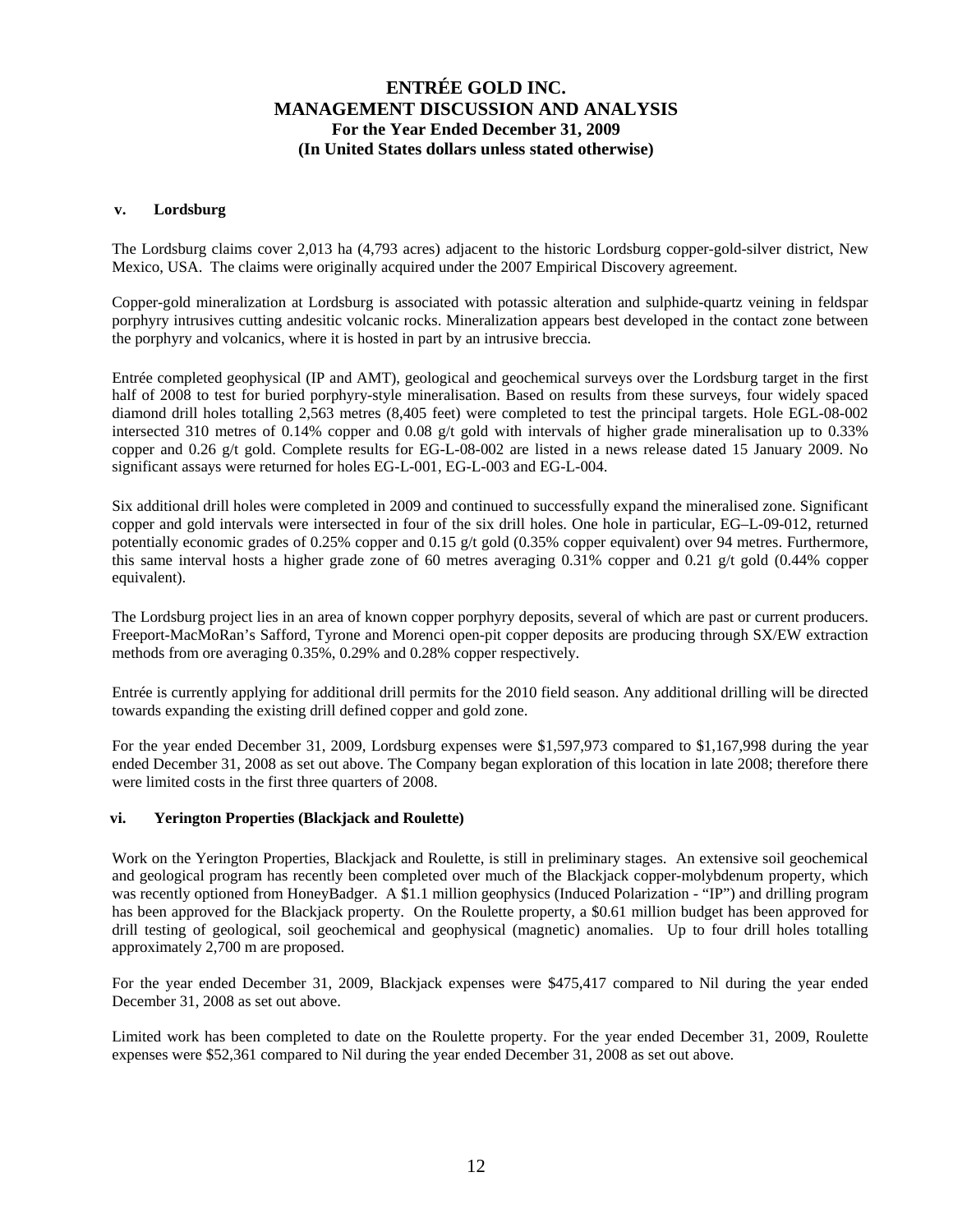### v. Lordsburg

The Lordsburg claims cover 2,013 ha (4,793 acres) adjacent to the historic Lordsburg copper-gold-silver district, New Mexico, USA. The claims were originally acquired under the 2007 Empirical Discovery agreement.

Copper-gold mineralization at Lordsburg is associated with potassic alteration and sulphide-quartz veining in feldspar porphyry intrusives cutting andesitic volcanic rocks. Mineralization appears best developed in the contact zone between the porphyry and volcanics, where it is hosted in part by an intrusive breccia.

Entrée completed geophysical (IP and AMT), geological and geochemical surveys over the Lordsburg target in the first half of 2008 to test for buried porphyry-style mineralisation. Based on results from these surveys, four widely spaced diamond drill holes totalling 2,563 metres (8,405 feet) were completed to test the principal targets. Hole EGL-08-002 intersected 310 metres of 0.14% copper and 0.08 g/t gold with intervals of higher grade mineralisation up to 0.33% copper and 0.26 g/t gold. Complete results for EG-L-08-002 are listed in a news release dated 15 January 2009. No significant assays were returned for holes EG-L-001, EG-L-003 and EG-L-004.

Six additional drill holes were completed in 2009 and continued to successfully expand the mineralised zone. Significant copper and gold intervals were intersected in four of the six drill holes. One hole in particular, EG–L-09-012, returned potentially economic grades of 0.25% copper and 0.15 g/t gold (0.35% copper equivalent) over 94 metres. Furthermore, this same interval hosts a higher grade zone of 60 metres averaging 0.31% copper and 0.21 g/t gold (0.44% copper equivalent).

The Lordsburg project lies in an area of known copper porphyry deposits, several of which are past or current producers. Freeport-MacMoRan's Safford, Tyrone and Morenci open-pit copper deposits are producing through SX/EW extraction methods from ore averaging 0.35%, 0.29% and 0.28% copper respectively.

Entrée is currently applying for additional drill permits for the 2010 field season. Any additional drilling will be directed towards expanding the existing drill defined copper and gold zone.

For the year ended December 31, 2009, Lordsburg expenses were $1,597,973 compared to $1,167,998 during the year ended December 31, 2008 as set out above. The Company began exploration of this location in late 2008; therefore there were limited costs in the first three quarters of 2008.

### vi. Yerington Properties (Blackjack and Roulette)

Work on the Yerington Properties, Blackjack and Roulette, is still in preliminary stages. An extensive soil geochemical and geological program has recently been completed over much of the Blackjack copper-molybdenum property, which was recently optioned from HoneyBadger. A $1.1 million geophysics (Induced Polarization - "IP") and drilling program has been approved for the Blackjack property. On the Roulette property, a $0.61 million budget has been approved for drill testing of geological, soil geochemical and geophysical (magnetic) anomalies. Up to four drill holes totalling approximately 2,700 m are proposed.

For the year ended December 31, 2009, Blackjack expenses were $475,417 compared to Nil during the year ended December 31, 2008 as set out above.

Limited work has been completed to date on the Roulette property. For the year ended December 31, 2009, Roulette expenses were $52,361 compared to Nil during the year ended December 31, 2008 as set out above.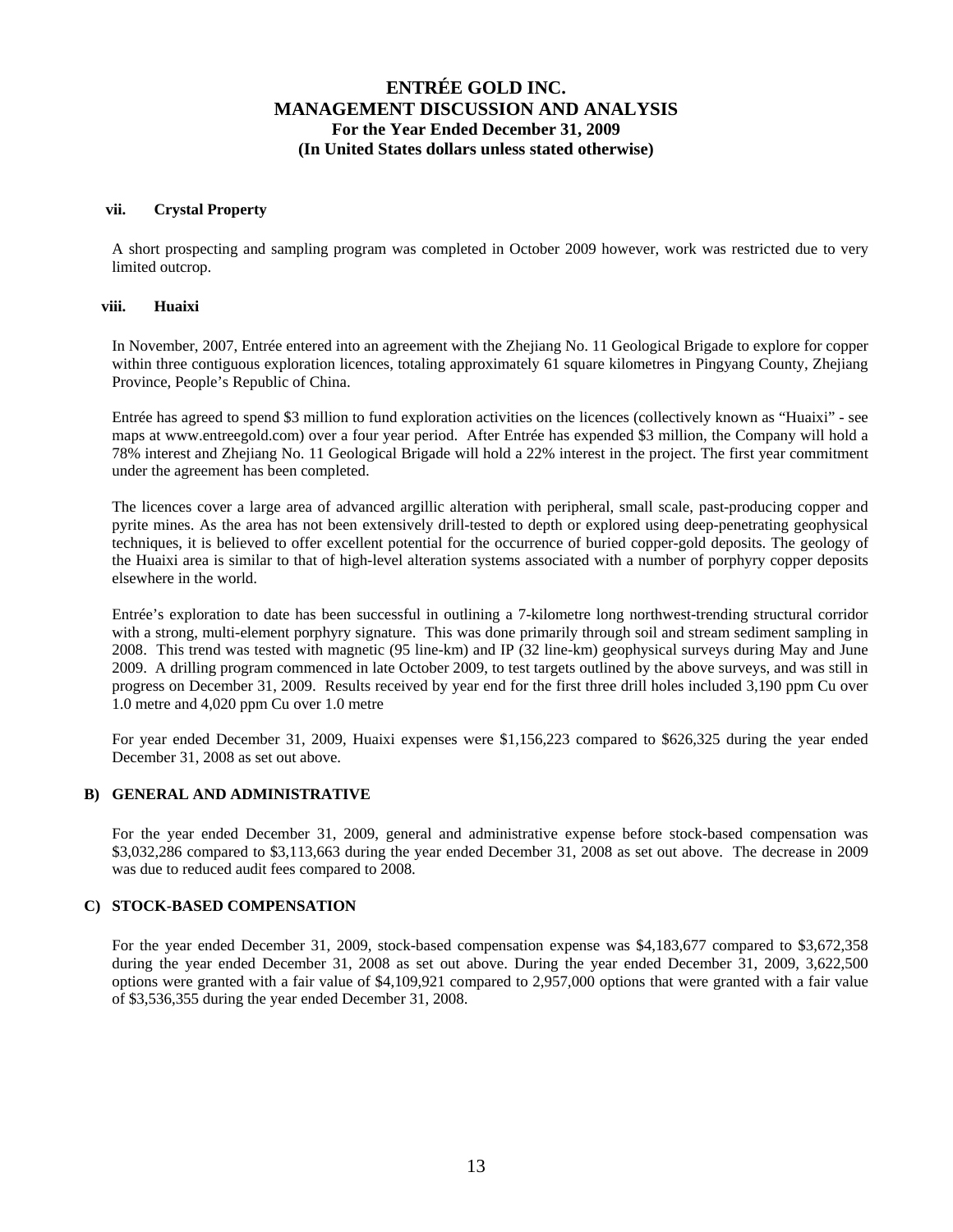#### vii. Crystal Property

A short prospecting and sampling program was completed in October 2009 however, work was restricted due to very limited outcrop.

#### viii. Huaixi

In November, 2007, Entrée entered into an agreement with the Zhejiang No. 11 Geological Brigade to explore for copper within three contiguous exploration licences, totaling approximately 61 square kilometres in Pingyang County, Zhejiang Province, People's Republic of China.

Entrée has agreed to spend \$3 million to fund exploration activities on the licences (collectively known as "Huaixi" - see maps at www.entreegold.com) over a four year period. After Entrée has expended \$3 million, the Company will hold a 78% interest and Zhejiang No. 11 Geological Brigade will hold a 22% interest in the project. The first year commitment under the agreement has been completed.

The licences cover a large area of advanced argillic alteration with peripheral, small scale, past-producing copper and pyrite mines. As the area has not been extensively drill-tested to depth or explored using deep-penetrating geophysical techniques, it is believed to offer excellent potential for the occurrence of buried copper-gold deposits. The geology of the Huaixi area is similar to that of high-level alteration systems associated with a number of porphyry copper deposits elsewhere in the world.

Entrée's exploration to date has been successful in outlining a 7-kilometre long northwest-trending structural corridor with a strong, multi-element porphyry signature. This was done primarily through soil and stream sediment sampling in 2008. This trend was tested with magnetic (95 line-km) and IP (32 line-km) geophysical surveys during May and June 2009. A drilling program commenced in late October 2009, to test targets outlined by the above surveys, and was still in progress on December 31, 2009. Results received by year end for the first three drill holes included 3,190 ppm Cu over 1.0 metre and 4,020 ppm Cu over 1.0 metre

For year ended December 31, 2009, Huaixi expenses were \$1,156,223 compared to \$626,325 during the year ended December 31, 2008 as set out above.

### B) GENERAL AND ADMINISTRATIVE

For the year ended December 31, 2009, general and administrative expense before stock-based compensation was \$3,032,286 compared to \$3,113,663 during the year ended December 31, 2008 as set out above. The decrease in 2009 was due to reduced audit fees compared to 2008.

### C) STOCK-BASED COMPENSATION

For the year ended December 31, 2009, stock-based compensation expense was \$4,183,677 compared to \$3,672,358 during the year ended December 31, 2008 as set out above. During the year ended December 31, 2009, 3,622,500 options were granted with a fair value of \$4,109,921 compared to 2,957,000 options that were granted with a fair value of \$3,536,355 during the year ended December 31, 2008.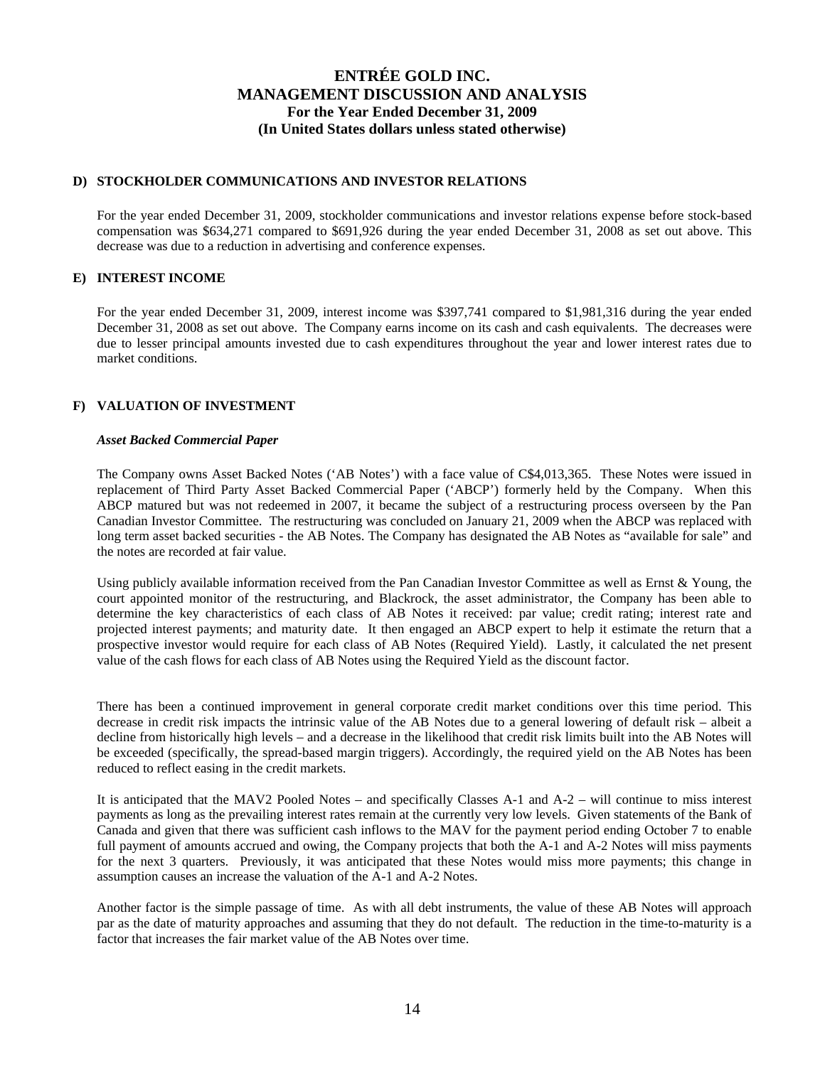### D) STOCKHOLDER COMMUNICATIONS AND INVESTOR RELATIONS

For the year ended December 31, 2009, stockholder communications and investor relations expense before stock-based compensation was $634,271 compared to $691,926 during the year ended December 31, 2008 as set out above. This decrease was due to a reduction in advertising and conference expenses.

### E) INTEREST INCOME

For the year ended December 31, 2009, interest income was $397,741 compared to $1,981,316 during the year ended December 31, 2008 as set out above. The Company earns income on its cash and cash equivalents. The decreases were due to lesser principal amounts invested due to cash expenditures throughout the year and lower interest rates due to market conditions.

### F) VALUATION OF INVESTMENT

***Asset Backed Commercial Paper***

The Company owns Asset Backed Notes ('AB Notes') with a face value of C$4,013,365. These Notes were issued in replacement of Third Party Asset Backed Commercial Paper ('ABCP') formerly held by the Company. When this ABCP matured but was not redeemed in 2007, it became the subject of a restructuring process overseen by the Pan Canadian Investor Committee. The restructuring was concluded on January 21, 2009 when the ABCP was replaced with long term asset backed securities - the AB Notes. The Company has designated the AB Notes as "available for sale" and the notes are recorded at fair value.

Using publicly available information received from the Pan Canadian Investor Committee as well as Ernst & Young, the court appointed monitor of the restructuring, and Blackrock, the asset administrator, the Company has been able to determine the key characteristics of each class of AB Notes it received: par value; credit rating; interest rate and projected interest payments; and maturity date. It then engaged an ABCP expert to help it estimate the return that a prospective investor would require for each class of AB Notes (Required Yield). Lastly, it calculated the net present value of the cash flows for each class of AB Notes using the Required Yield as the discount factor.

There has been a continued improvement in general corporate credit market conditions over this time period. This decrease in credit risk impacts the intrinsic value of the AB Notes due to a general lowering of default risk – albeit a decline from historically high levels – and a decrease in the likelihood that credit risk limits built into the AB Notes will be exceeded (specifically, the spread-based margin triggers). Accordingly, the required yield on the AB Notes has been reduced to reflect easing in the credit markets.

It is anticipated that the MAV2 Pooled Notes – and specifically Classes A-1 and A-2 – will continue to miss interest payments as long as the prevailing interest rates remain at the currently very low levels. Given statements of the Bank of Canada and given that there was sufficient cash inflows to the MAV for the payment period ending October 7 to enable full payment of amounts accrued and owing, the Company projects that both the A-1 and A-2 Notes will miss payments for the next 3 quarters. Previously, it was anticipated that these Notes would miss more payments; this change in assumption causes an increase the valuation of the A-1 and A-2 Notes.

Another factor is the simple passage of time. As with all debt instruments, the value of these AB Notes will approach par as the date of maturity approaches and assuming that they do not default. The reduction in the time-to-maturity is a factor that increases the fair market value of the AB Notes over time.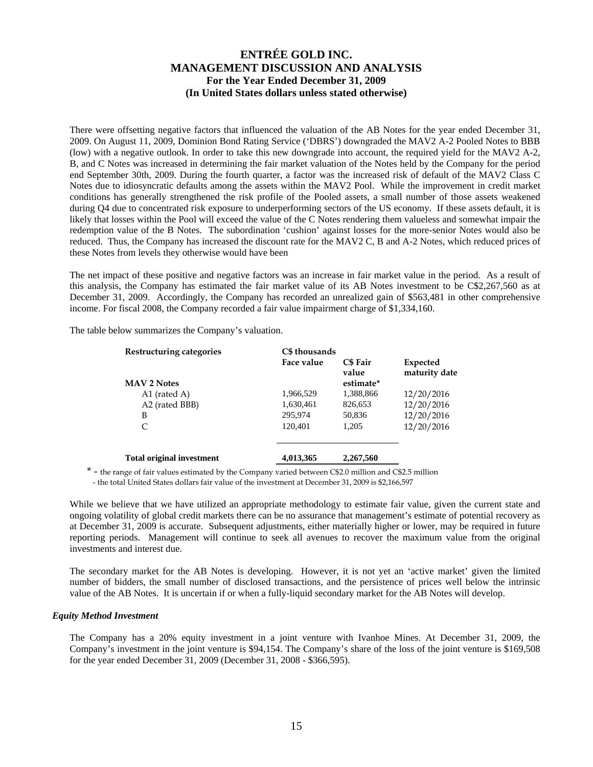There were offsetting negative factors that influenced the valuation of the AB Notes for the year ended December 31, 2009. On August 11, 2009, Dominion Bond Rating Service ('DBRS') downgraded the MAV2 A-2 Pooled Notes to BBB (low) with a negative outlook. In order to take this new downgrade into account, the required yield for the MAV2 A-2, B, and C Notes was increased in determining the fair market valuation of the Notes held by the Company for the period end September 30th, 2009. During the fourth quarter, a factor was the increased risk of default of the MAV2 Class C Notes due to idiosyncratic defaults among the assets within the MAV2 Pool. While the improvement in credit market conditions has generally strengthened the risk profile of the Pooled assets, a small number of those assets weakened during Q4 due to concentrated risk exposure to underperforming sectors of the US economy. If these assets default, it is likely that losses within the Pool will exceed the value of the C Notes rendering them valueless and somewhat impair the redemption value of the B Notes. The subordination 'cushion' against losses for the more-senior Notes would also be reduced. Thus, the Company has increased the discount rate for the MAV2 C, B and A-2 Notes, which reduced prices of these Notes from levels they otherwise would have been

The net impact of these positive and negative factors was an increase in fair market value in the period. As a result of this analysis, the Company has estimated the fair market value of its AB Notes investment to be C$2,267,560 as at December 31, 2009. Accordingly, the Company has recorded an unrealized gain of $563,481 in other comprehensive income. For fiscal 2008, the Company recorded a fair value impairment charge of $1,334,160.

The table below summarizes the Company's valuation.

| **Restructuring categories** | **C$ thousands** | | |
|---|---|---|---|
| | **Face value** | **C$ Fair value estimate*** | **Expected maturity date** |
| **MAV 2 Notes** | | | |
| A1 (rated A) | 1,966,529 | 1,388,866 | 12/20/2016 |
| A2 (rated BBB) | 1,630,461 | 826,653 | 12/20/2016 |
| B | 295,974 | 50,836 | 12/20/2016 |
| C | 120,401 | 1,205 | 12/20/2016 |
| **Total original investment** | **4,013,365** | **2,267,560** | |

\* - the range of fair values estimated by the Company varied between C$2.0 million and C$2.5 million
- the total United States dollars fair value of the investment at December 31, 2009 is $2,166,597

While we believe that we have utilized an appropriate methodology to estimate fair value, given the current state and ongoing volatility of global credit markets there can be no assurance that management's estimate of potential recovery as at December 31, 2009 is accurate. Subsequent adjustments, either materially higher or lower, may be required in future reporting periods. Management will continue to seek all avenues to recover the maximum value from the original investments and interest due.

The secondary market for the AB Notes is developing. However, it is not yet an 'active market' given the limited number of bidders, the small number of disclosed transactions, and the persistence of prices well below the intrinsic value of the AB Notes. It is uncertain if or when a fully-liquid secondary market for the AB Notes will develop.

### *Equity Method Investment*

The Company has a 20% equity investment in a joint venture with Ivanhoe Mines. At December 31, 2009, the Company's investment in the joint venture is $94,154. The Company's share of the loss of the joint venture is $169,508 for the year ended December 31, 2009 (December 31, 2008 - $366,595).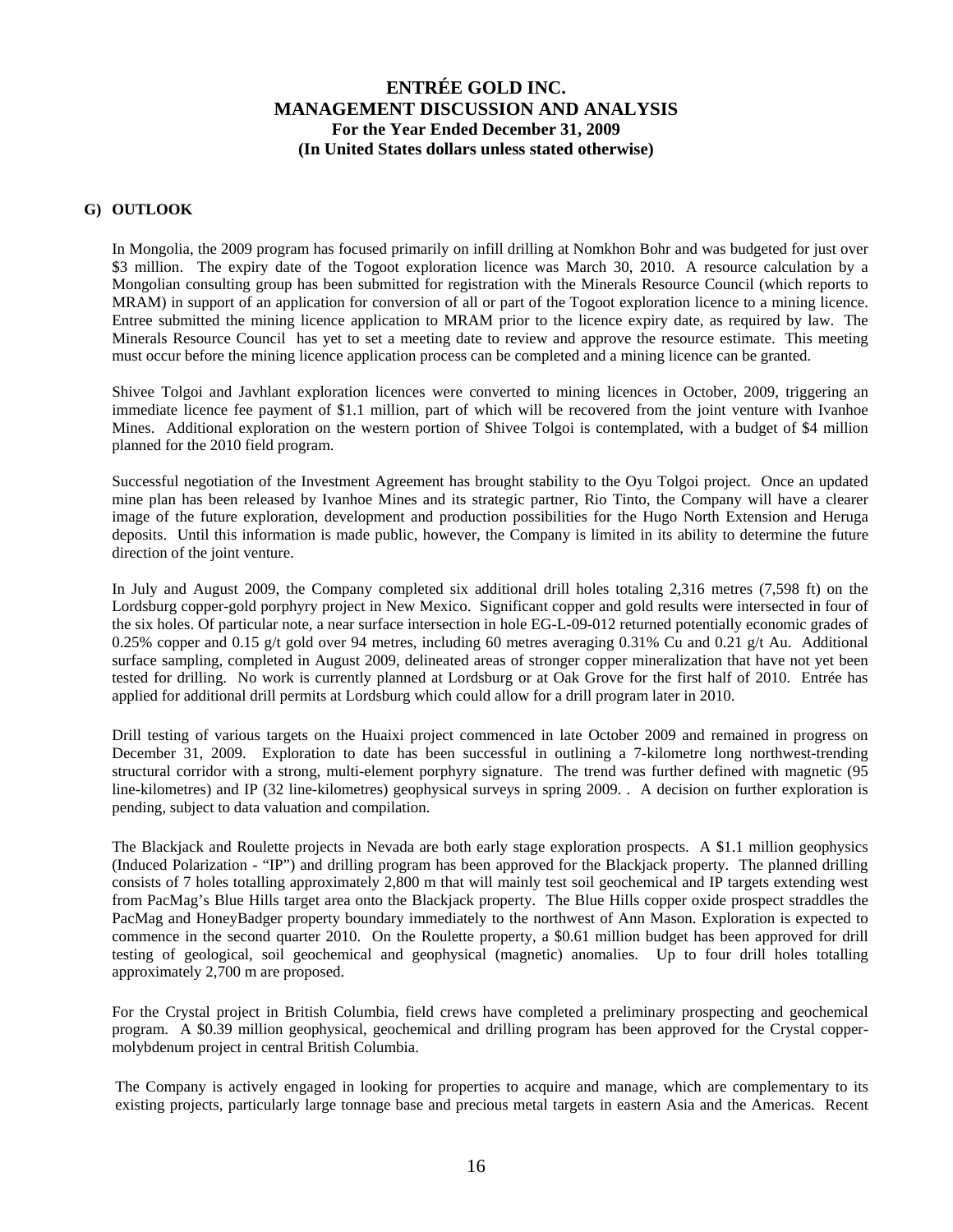## G) OUTLOOK

In Mongolia, the 2009 program has focused primarily on infill drilling at Nomkhon Bohr and was budgeted for just over \$3 million. The expiry date of the Togoot exploration licence was March 30, 2010. A resource calculation by a Mongolian consulting group has been submitted for registration with the Minerals Resource Council (which reports to MRAM) in support of an application for conversion of all or part of the Togoot exploration licence to a mining licence. Entree submitted the mining licence application to MRAM prior to the licence expiry date, as required by law. The Minerals Resource Council has yet to set a meeting date to review and approve the resource estimate. This meeting must occur before the mining licence application process can be completed and a mining licence can be granted.

Shivee Tolgoi and Javhlant exploration licences were converted to mining licences in October, 2009, triggering an immediate licence fee payment of \$1.1 million, part of which will be recovered from the joint venture with Ivanhoe Mines. Additional exploration on the western portion of Shivee Tolgoi is contemplated, with a budget of \$4 million planned for the 2010 field program.

Successful negotiation of the Investment Agreement has brought stability to the Oyu Tolgoi project. Once an updated mine plan has been released by Ivanhoe Mines and its strategic partner, Rio Tinto, the Company will have a clearer image of the future exploration, development and production possibilities for the Hugo North Extension and Heruga deposits. Until this information is made public, however, the Company is limited in its ability to determine the future direction of the joint venture.

In July and August 2009, the Company completed six additional drill holes totaling 2,316 metres (7,598 ft) on the Lordsburg copper-gold porphyry project in New Mexico. Significant copper and gold results were intersected in four of the six holes. Of particular note, a near surface intersection in hole EG-L-09-012 returned potentially economic grades of 0.25% copper and 0.15 g/t gold over 94 metres, including 60 metres averaging 0.31% Cu and 0.21 g/t Au. Additional surface sampling, completed in August 2009, delineated areas of stronger copper mineralization that have not yet been tested for drilling. No work is currently planned at Lordsburg or at Oak Grove for the first half of 2010. Entrée has applied for additional drill permits at Lordsburg which could allow for a drill program later in 2010.

Drill testing of various targets on the Huaixi project commenced in late October 2009 and remained in progress on December 31, 2009. Exploration to date has been successful in outlining a 7-kilometre long northwest-trending structural corridor with a strong, multi-element porphyry signature. The trend was further defined with magnetic (95 line-kilometres) and IP (32 line-kilometres) geophysical surveys in spring 2009. . A decision on further exploration is pending, subject to data valuation and compilation.

The Blackjack and Roulette projects in Nevada are both early stage exploration prospects. A \$1.1 million geophysics (Induced Polarization - "IP") and drilling program has been approved for the Blackjack property. The planned drilling consists of 7 holes totalling approximately 2,800 m that will mainly test soil geochemical and IP targets extending west from PacMag's Blue Hills target area onto the Blackjack property. The Blue Hills copper oxide prospect straddles the PacMag and HoneyBadger property boundary immediately to the northwest of Ann Mason. Exploration is expected to commence in the second quarter 2010. On the Roulette property, a \$0.61 million budget has been approved for drill testing of geological, soil geochemical and geophysical (magnetic) anomalies. Up to four drill holes totalling approximately 2,700 m are proposed.

For the Crystal project in British Columbia, field crews have completed a preliminary prospecting and geochemical program. A \$0.39 million geophysical, geochemical and drilling program has been approved for the Crystal copper-molybdenum project in central British Columbia.

The Company is actively engaged in looking for properties to acquire and manage, which are complementary to its existing projects, particularly large tonnage base and precious metal targets in eastern Asia and the Americas. Recent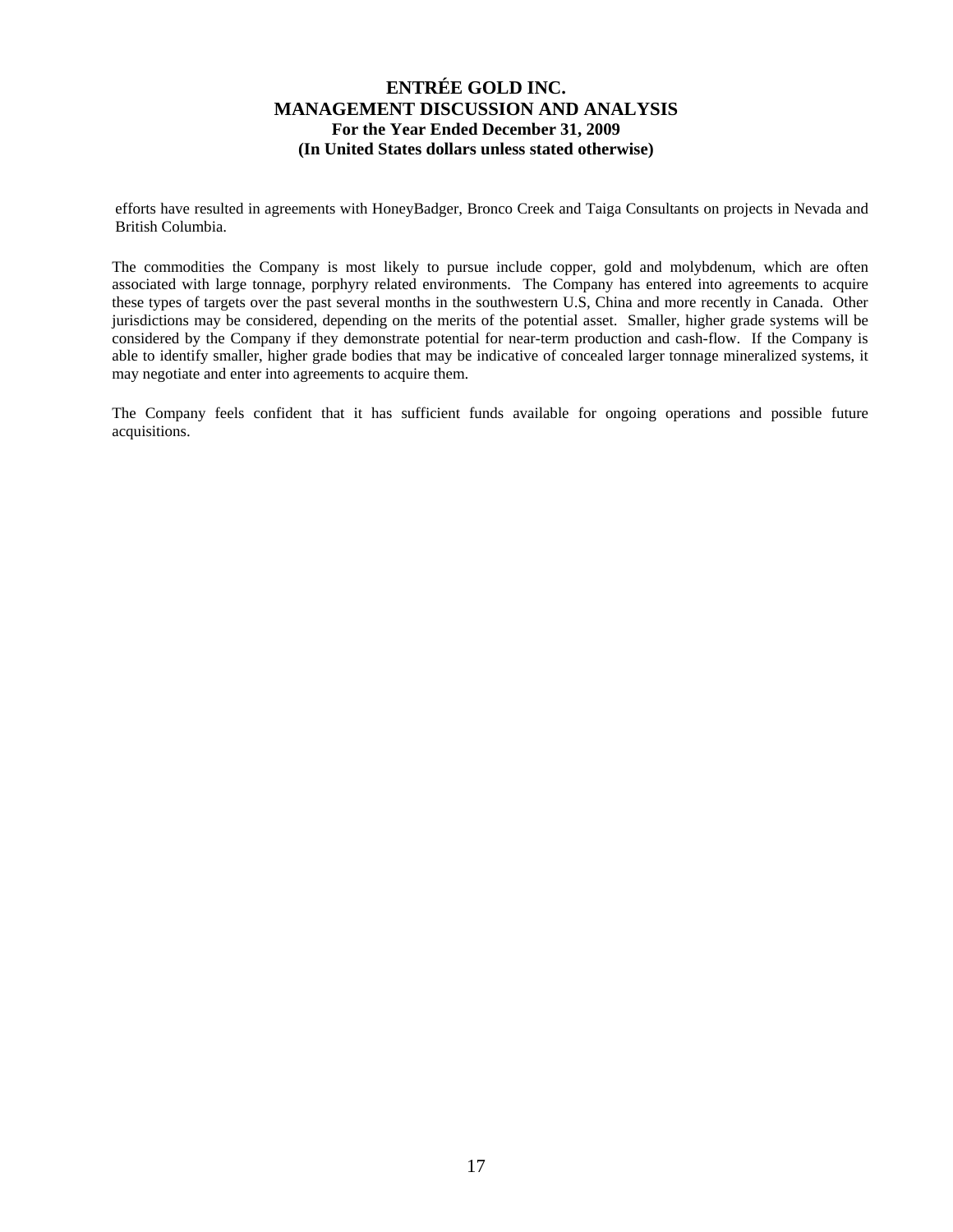efforts have resulted in agreements with HoneyBadger, Bronco Creek and Taiga Consultants on projects in Nevada and British Columbia.

The commodities the Company is most likely to pursue include copper, gold and molybdenum, which are often associated with large tonnage, porphyry related environments. The Company has entered into agreements to acquire these types of targets over the past several months in the southwestern U.S, China and more recently in Canada. Other jurisdictions may be considered, depending on the merits of the potential asset. Smaller, higher grade systems will be considered by the Company if they demonstrate potential for near-term production and cash-flow. If the Company is able to identify smaller, higher grade bodies that may be indicative of concealed larger tonnage mineralized systems, it may negotiate and enter into agreements to acquire them.

The Company feels confident that it has sufficient funds available for ongoing operations and possible future acquisitions.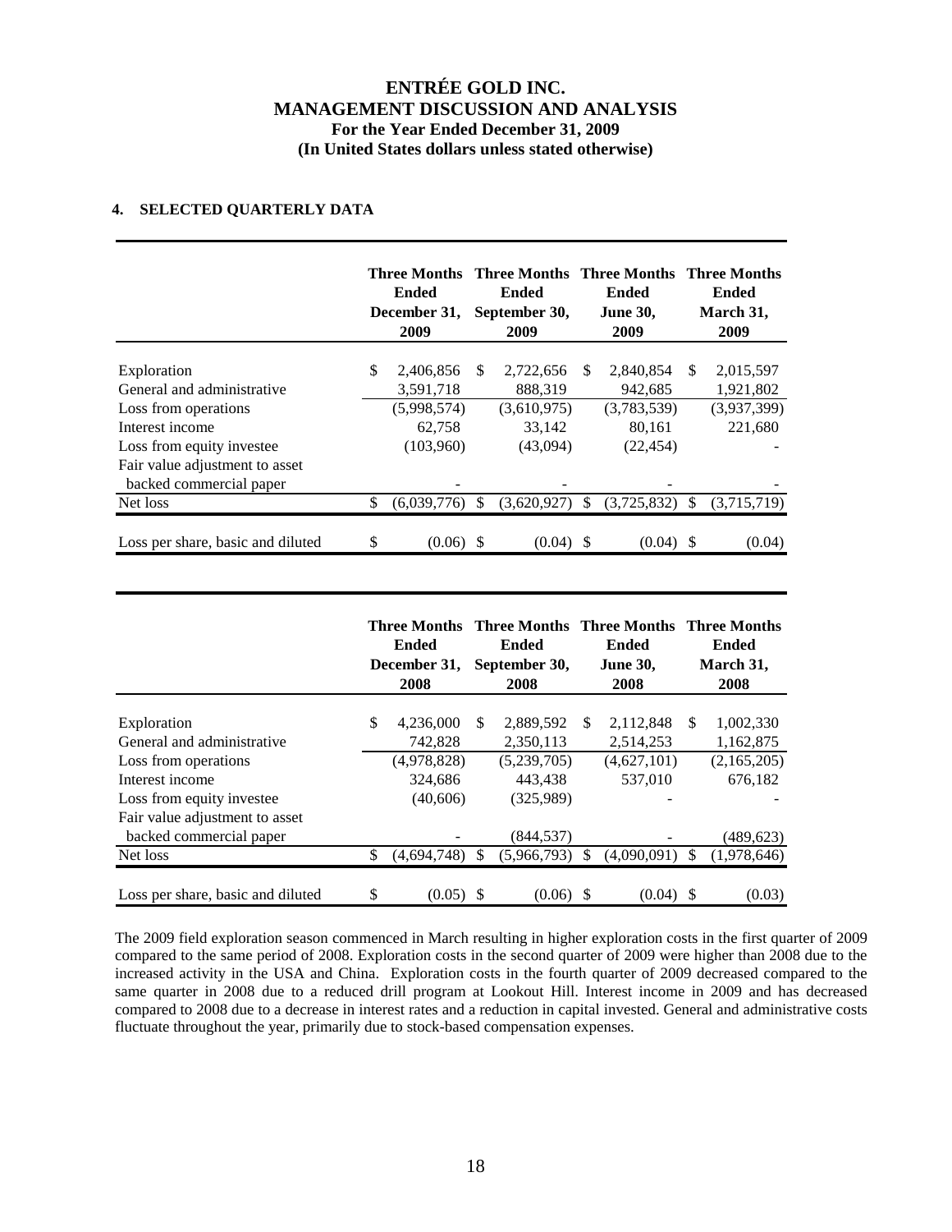## 4. SELECTED QUARTERLY DATA

| | Three Months Ended December 31, 2009 | Three Months Ended September 30, 2009 | Three Months Ended June 30, 2009 | Three Months Ended March 31, 2009 |
|---|---|---|---|---|
| Exploration | $ 2,406,856 | $ 2,722,656 | $ 2,840,854 | $ 2,015,597 |
| General and administrative | 3,591,718 | 888,319 | 942,685 | 1,921,802 |
| Loss from operations | (5,998,574) | (3,610,975) | (3,783,539) | (3,937,399) |
| Interest income | 62,758 | 33,142 | 80,161 | 221,680 |
| Loss from equity investee | (103,960) | (43,094) | (22,454) | - |
| Fair value adjustment to asset backed commercial paper | - | - | - | - |
| Net loss | $ (6,039,776) | $ (3,620,927) | $ (3,725,832) | $ (3,715,719) |
| Loss per share, basic and diluted | $ (0.06) | $ (0.04) | $ (0.04) | $ (0.04) |

| | Three Months Ended December 31, 2008 | Three Months Ended September 30, 2008 | Three Months Ended June 30, 2008 | Three Months Ended March 31, 2008 |
|---|---|---|---|---|
| Exploration | $ 4,236,000 | $ 2,889,592 | $ 2,112,848 | $ 1,002,330 |
| General and administrative | 742,828 | 2,350,113 | 2,514,253 | 1,162,875 |
| Loss from operations | (4,978,828) | (5,239,705) | (4,627,101) | (2,165,205) |
| Interest income | 324,686 | 443,438 | 537,010 | 676,182 |
| Loss from equity investee | (40,606) | (325,989) | - | - |
| Fair value adjustment to asset backed commercial paper | - | (844,537) | - | (489,623) |
| Net loss | $ (4,694,748) | $ (5,966,793) | $ (4,090,091) | $ (1,978,646) |
| Loss per share, basic and diluted | $ (0.05) | $ (0.06) | $ (0.04) | $ (0.03) |

The 2009 field exploration season commenced in March resulting in higher exploration costs in the first quarter of 2009 compared to the same period of 2008. Exploration costs in the second quarter of 2009 were higher than 2008 due to the increased activity in the USA and China. Exploration costs in the fourth quarter of 2009 decreased compared to the same quarter in 2008 due to a reduced drill program at Lookout Hill. Interest income in 2009 and has decreased compared to 2008 due to a decrease in interest rates and a reduction in capital invested. General and administrative costs fluctuate throughout the year, primarily due to stock-based compensation expenses.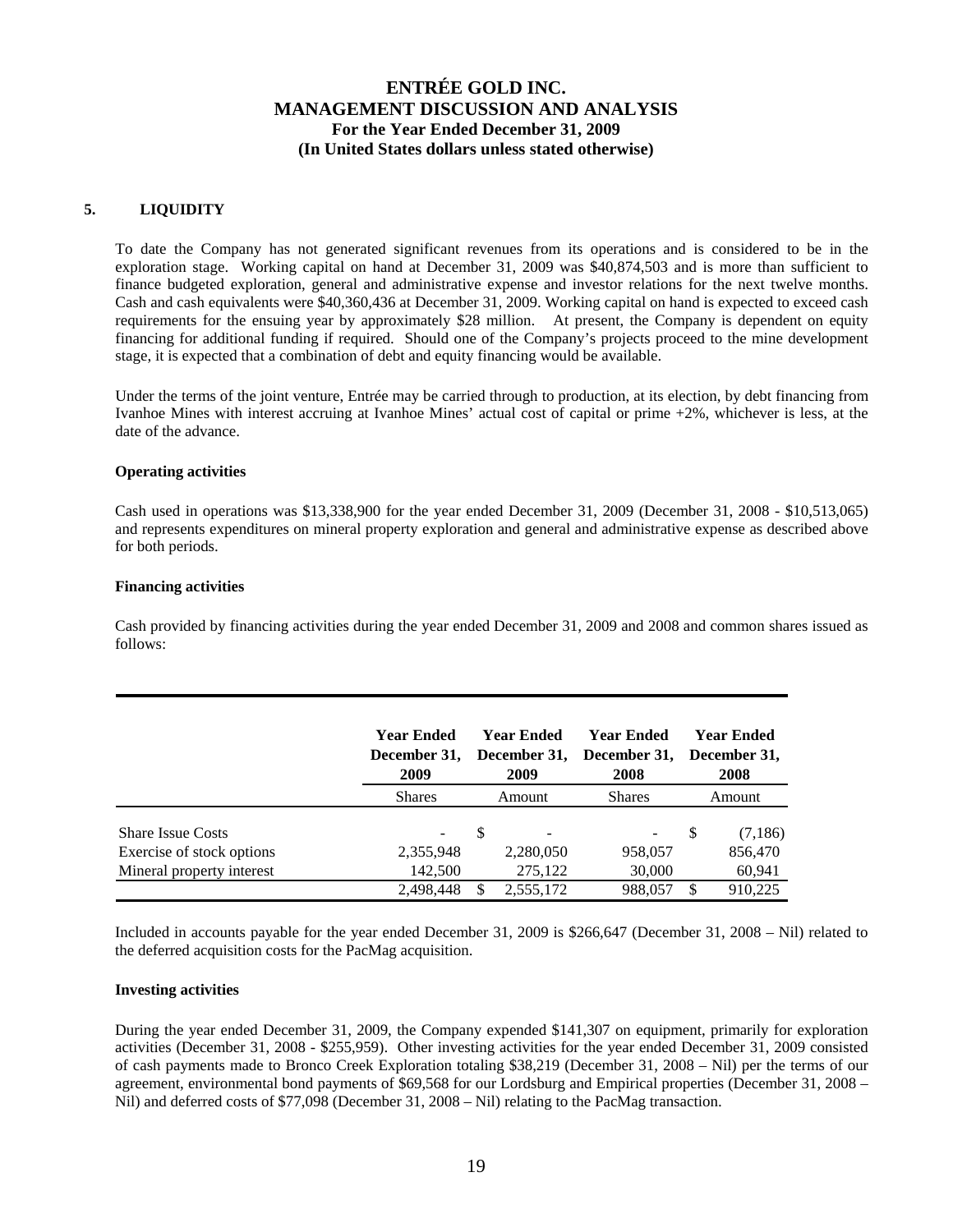## 5. LIQUIDITY

To date the Company has not generated significant revenues from its operations and is considered to be in the exploration stage. Working capital on hand at December 31, 2009 was $40,874,503 and is more than sufficient to finance budgeted exploration, general and administrative expense and investor relations for the next twelve months. Cash and cash equivalents were $40,360,436 at December 31, 2009. Working capital on hand is expected to exceed cash requirements for the ensuing year by approximately $28 million. At present, the Company is dependent on equity financing for additional funding if required. Should one of the Company's projects proceed to the mine development stage, it is expected that a combination of debt and equity financing would be available.

Under the terms of the joint venture, Entrée may be carried through to production, at its election, by debt financing from Ivanhoe Mines with interest accruing at Ivanhoe Mines' actual cost of capital or prime +2%, whichever is less, at the date of the advance.

### Operating activities

Cash used in operations was $13,338,900 for the year ended December 31, 2009 (December 31, 2008 - $10,513,065) and represents expenditures on mineral property exploration and general and administrative expense as described above for both periods.

### Financing activities

Cash provided by financing activities during the year ended December 31, 2009 and 2008 and common shares issued as follows:

| | Year Ended December 31, 2009 | Year Ended December 31, 2009 | Year Ended December 31, 2008 | Year Ended December 31, 2008 |
|---|---|---|---|---|
| | Shares | Amount | Shares | Amount |
| Share Issue Costs | - | $ - | - | $ (7,186) |
| Exercise of stock options | 2,355,948 | 2,280,050 | 958,057 | 856,470 |
| Mineral property interest | 142,500 | 275,122 | 30,000 | 60,941 |
| | 2,498,448 | $ 2,555,172 | 988,057 | $ 910,225 |

Included in accounts payable for the year ended December 31, 2009 is $266,647 (December 31, 2008 – Nil) related to the deferred acquisition costs for the PacMag acquisition.

### Investing activities

During the year ended December 31, 2009, the Company expended $141,307 on equipment, primarily for exploration activities (December 31, 2008 - $255,959). Other investing activities for the year ended December 31, 2009 consisted of cash payments made to Bronco Creek Exploration totaling $38,219 (December 31, 2008 – Nil) per the terms of our agreement, environmental bond payments of $69,568 for our Lordsburg and Empirical properties (December 31, 2008 – Nil) and deferred costs of $77,098 (December 31, 2008 – Nil) relating to the PacMag transaction.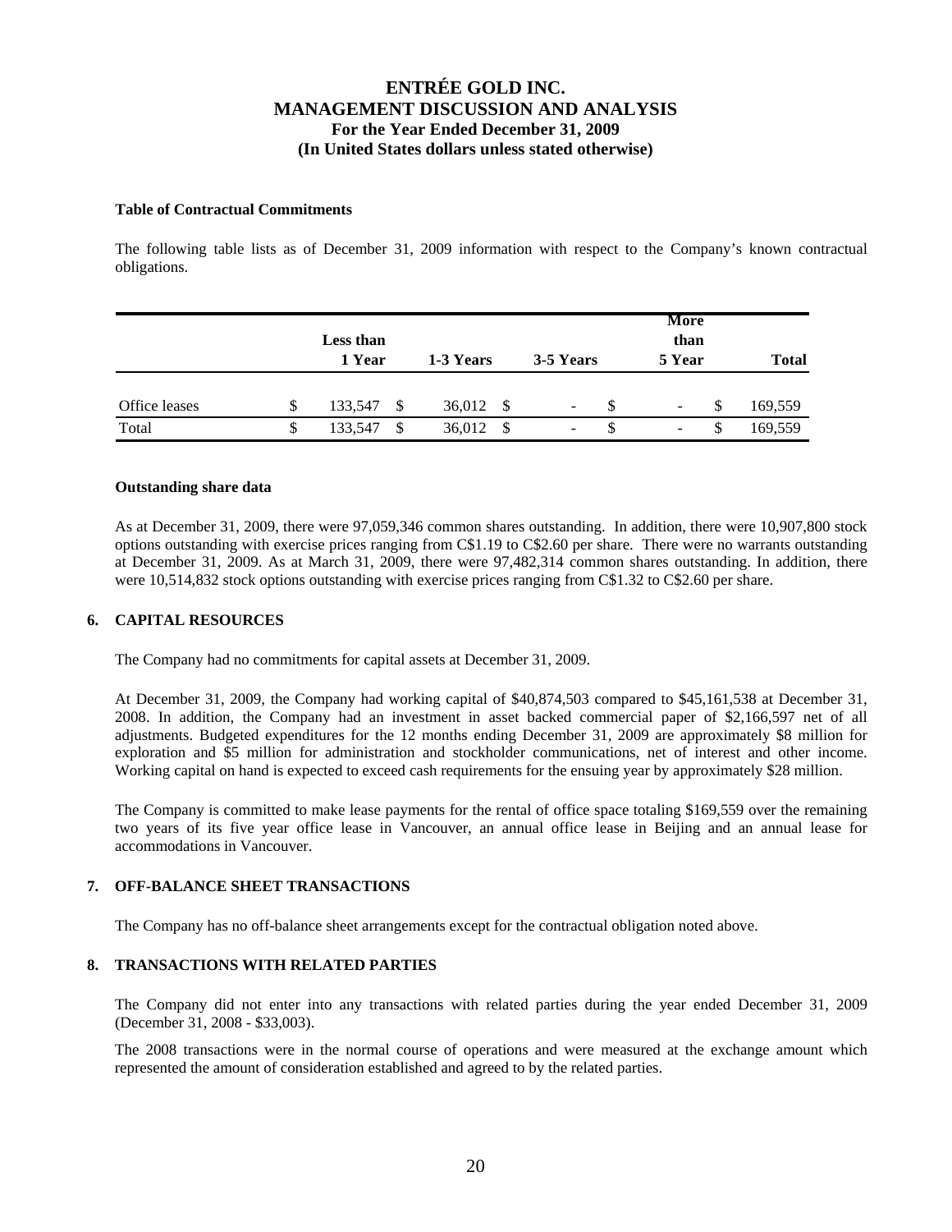**Table of Contractual Commitments**

The following table lists as of December 31, 2009 information with respect to the Company's known contractual obligations.

| | Less than 1 Year | 1-3 Years | 3-5 Years | More than 5 Year | Total |
|---|---|---|---|---|---|
| Office leases | $ 133,547 | $ 36,012 | $ - | $ - | $ 169,559 |
| Total | $ 133,547 | $ 36,012 | $ - | $ - | $ 169,559 |

**Outstanding share data**

As at December 31, 2009, there were 97,059,346 common shares outstanding. In addition, there were 10,907,800 stock options outstanding with exercise prices ranging from C$1.19 to C$2.60 per share. There were no warrants outstanding at December 31, 2009. As at March 31, 2009, there were 97,482,314 common shares outstanding. In addition, there were 10,514,832 stock options outstanding with exercise prices ranging from C$1.32 to C$2.60 per share.

## 6. CAPITAL RESOURCES

The Company had no commitments for capital assets at December 31, 2009.

At December 31, 2009, the Company had working capital of $40,874,503 compared to $45,161,538 at December 31, 2008. In addition, the Company had an investment in asset backed commercial paper of $2,166,597 net of all adjustments. Budgeted expenditures for the 12 months ending December 31, 2009 are approximately $8 million for exploration and $5 million for administration and stockholder communications, net of interest and other income. Working capital on hand is expected to exceed cash requirements for the ensuing year by approximately $28 million.

The Company is committed to make lease payments for the rental of office space totaling $169,559 over the remaining two years of its five year office lease in Vancouver, an annual office lease in Beijing and an annual lease for accommodations in Vancouver.

## 7. OFF-BALANCE SHEET TRANSACTIONS

The Company has no off-balance sheet arrangements except for the contractual obligation noted above.

## 8. TRANSACTIONS WITH RELATED PARTIES

The Company did not enter into any transactions with related parties during the year ended December 31, 2009 (December 31, 2008 - $33,003).

The 2008 transactions were in the normal course of operations and were measured at the exchange amount which represented the amount of consideration established and agreed to by the related parties.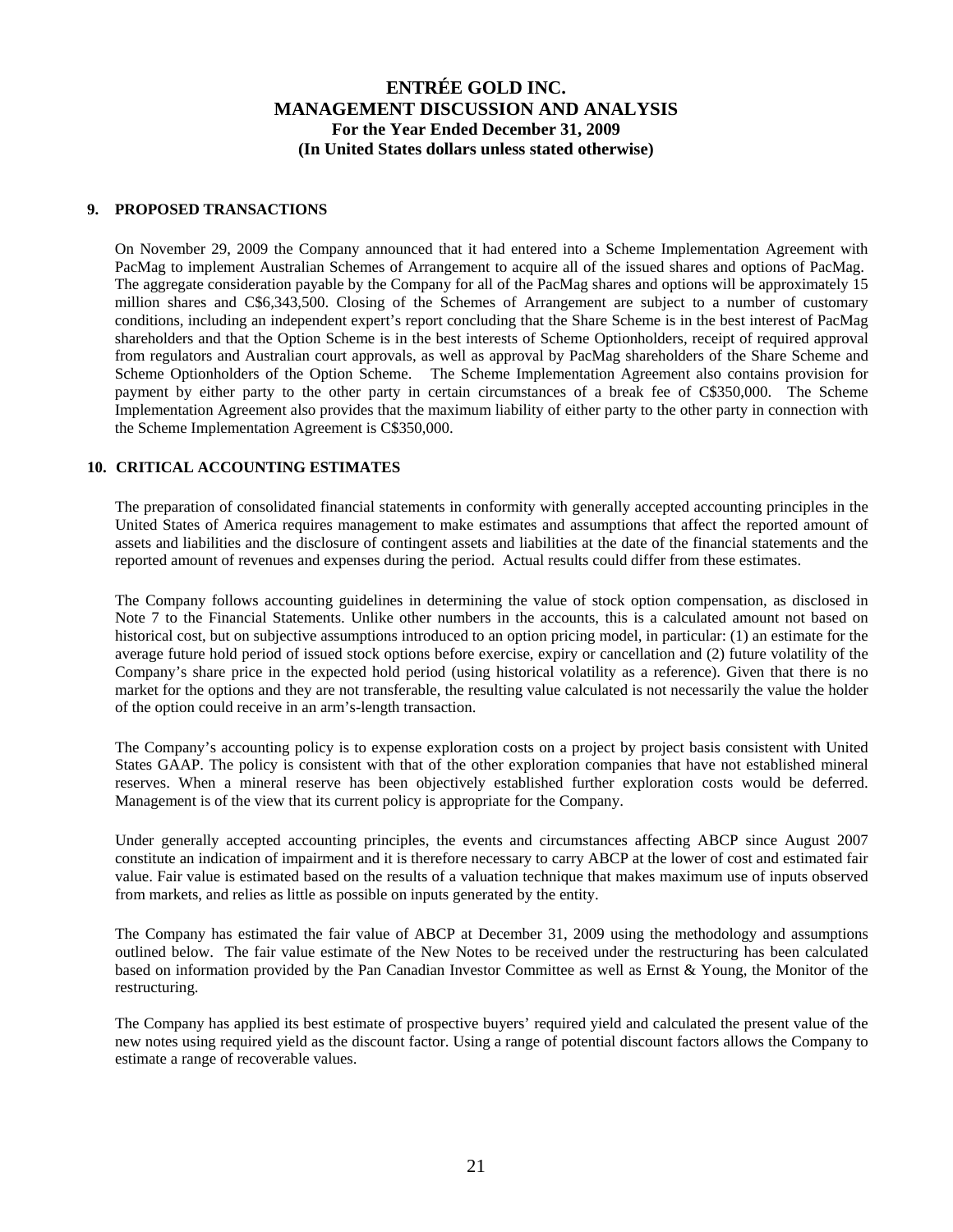## 9. PROPOSED TRANSACTIONS

On November 29, 2009 the Company announced that it had entered into a Scheme Implementation Agreement with PacMag to implement Australian Schemes of Arrangement to acquire all of the issued shares and options of PacMag. The aggregate consideration payable by the Company for all of the PacMag shares and options will be approximately 15 million shares and C$6,343,500. Closing of the Schemes of Arrangement are subject to a number of customary conditions, including an independent expert's report concluding that the Share Scheme is in the best interest of PacMag shareholders and that the Option Scheme is in the best interests of Scheme Optionholders, receipt of required approval from regulators and Australian court approvals, as well as approval by PacMag shareholders of the Share Scheme and Scheme Optionholders of the Option Scheme. The Scheme Implementation Agreement also contains provision for payment by either party to the other party in certain circumstances of a break fee of C$350,000. The Scheme Implementation Agreement also provides that the maximum liability of either party to the other party in connection with the Scheme Implementation Agreement is C$350,000.

## 10. CRITICAL ACCOUNTING ESTIMATES

The preparation of consolidated financial statements in conformity with generally accepted accounting principles in the United States of America requires management to make estimates and assumptions that affect the reported amount of assets and liabilities and the disclosure of contingent assets and liabilities at the date of the financial statements and the reported amount of revenues and expenses during the period. Actual results could differ from these estimates.

The Company follows accounting guidelines in determining the value of stock option compensation, as disclosed in Note 7 to the Financial Statements. Unlike other numbers in the accounts, this is a calculated amount not based on historical cost, but on subjective assumptions introduced to an option pricing model, in particular: (1) an estimate for the average future hold period of issued stock options before exercise, expiry or cancellation and (2) future volatility of the Company's share price in the expected hold period (using historical volatility as a reference). Given that there is no market for the options and they are not transferable, the resulting value calculated is not necessarily the value the holder of the option could receive in an arm's-length transaction.

The Company's accounting policy is to expense exploration costs on a project by project basis consistent with United States GAAP. The policy is consistent with that of the other exploration companies that have not established mineral reserves. When a mineral reserve has been objectively established further exploration costs would be deferred. Management is of the view that its current policy is appropriate for the Company.

Under generally accepted accounting principles, the events and circumstances affecting ABCP since August 2007 constitute an indication of impairment and it is therefore necessary to carry ABCP at the lower of cost and estimated fair value. Fair value is estimated based on the results of a valuation technique that makes maximum use of inputs observed from markets, and relies as little as possible on inputs generated by the entity.

The Company has estimated the fair value of ABCP at December 31, 2009 using the methodology and assumptions outlined below. The fair value estimate of the New Notes to be received under the restructuring has been calculated based on information provided by the Pan Canadian Investor Committee as well as Ernst & Young, the Monitor of the restructuring.

The Company has applied its best estimate of prospective buyers' required yield and calculated the present value of the new notes using required yield as the discount factor. Using a range of potential discount factors allows the Company to estimate a range of recoverable values.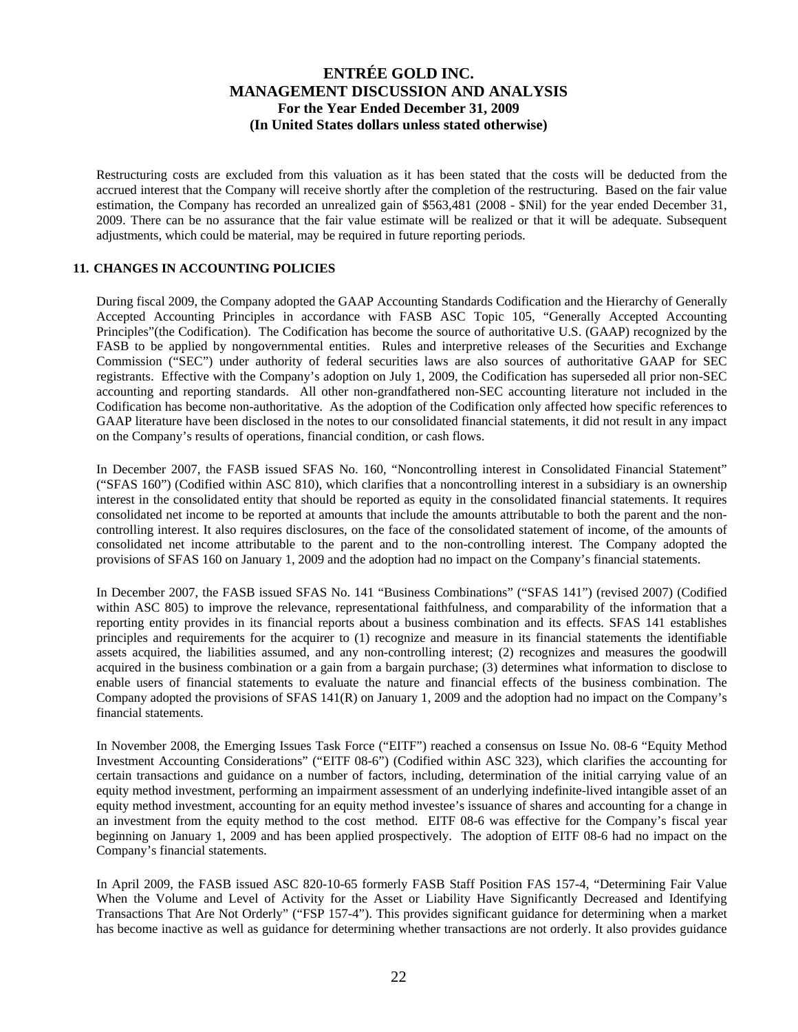Restructuring costs are excluded from this valuation as it has been stated that the costs will be deducted from the accrued interest that the Company will receive shortly after the completion of the restructuring. Based on the fair value estimation, the Company has recorded an unrealized gain of $563,481 (2008 - $Nil) for the year ended December 31, 2009. There can be no assurance that the fair value estimate will be realized or that it will be adequate. Subsequent adjustments, which could be material, may be required in future reporting periods.

## 11. CHANGES IN ACCOUNTING POLICIES

During fiscal 2009, the Company adopted the GAAP Accounting Standards Codification and the Hierarchy of Generally Accepted Accounting Principles in accordance with FASB ASC Topic 105, "Generally Accepted Accounting Principles"(the Codification). The Codification has become the source of authoritative U.S. (GAAP) recognized by the FASB to be applied by nongovernmental entities. Rules and interpretive releases of the Securities and Exchange Commission ("SEC") under authority of federal securities laws are also sources of authoritative GAAP for SEC registrants. Effective with the Company's adoption on July 1, 2009, the Codification has superseded all prior non-SEC accounting and reporting standards. All other non-grandfathered non-SEC accounting literature not included in the Codification has become non-authoritative. As the adoption of the Codification only affected how specific references to GAAP literature have been disclosed in the notes to our consolidated financial statements, it did not result in any impact on the Company's results of operations, financial condition, or cash flows.

In December 2007, the FASB issued SFAS No. 160, "Noncontrolling interest in Consolidated Financial Statement" ("SFAS 160") (Codified within ASC 810), which clarifies that a noncontrolling interest in a subsidiary is an ownership interest in the consolidated entity that should be reported as equity in the consolidated financial statements. It requires consolidated net income to be reported at amounts that include the amounts attributable to both the parent and the non-controlling interest. It also requires disclosures, on the face of the consolidated statement of income, of the amounts of consolidated net income attributable to the parent and to the non-controlling interest. The Company adopted the provisions of SFAS 160 on January 1, 2009 and the adoption had no impact on the Company's financial statements.

In December 2007, the FASB issued SFAS No. 141 "Business Combinations" ("SFAS 141") (revised 2007) (Codified within ASC 805) to improve the relevance, representational faithfulness, and comparability of the information that a reporting entity provides in its financial reports about a business combination and its effects. SFAS 141 establishes principles and requirements for the acquirer to (1) recognize and measure in its financial statements the identifiable assets acquired, the liabilities assumed, and any non-controlling interest; (2) recognizes and measures the goodwill acquired in the business combination or a gain from a bargain purchase; (3) determines what information to disclose to enable users of financial statements to evaluate the nature and financial effects of the business combination. The Company adopted the provisions of SFAS 141(R) on January 1, 2009 and the adoption had no impact on the Company's financial statements.

In November 2008, the Emerging Issues Task Force ("EITF") reached a consensus on Issue No. 08-6 "Equity Method Investment Accounting Considerations" ("EITF 08-6") (Codified within ASC 323), which clarifies the accounting for certain transactions and guidance on a number of factors, including, determination of the initial carrying value of an equity method investment, performing an impairment assessment of an underlying indefinite-lived intangible asset of an equity method investment, accounting for an equity method investee's issuance of shares and accounting for a change in an investment from the equity method to the cost method. EITF 08-6 was effective for the Company's fiscal year beginning on January 1, 2009 and has been applied prospectively. The adoption of EITF 08-6 had no impact on the Company's financial statements.

In April 2009, the FASB issued ASC 820-10-65 formerly FASB Staff Position FAS 157-4, "Determining Fair Value When the Volume and Level of Activity for the Asset or Liability Have Significantly Decreased and Identifying Transactions That Are Not Orderly" ("FSP 157-4"). This provides significant guidance for determining when a market has become inactive as well as guidance for determining whether transactions are not orderly. It also provides guidance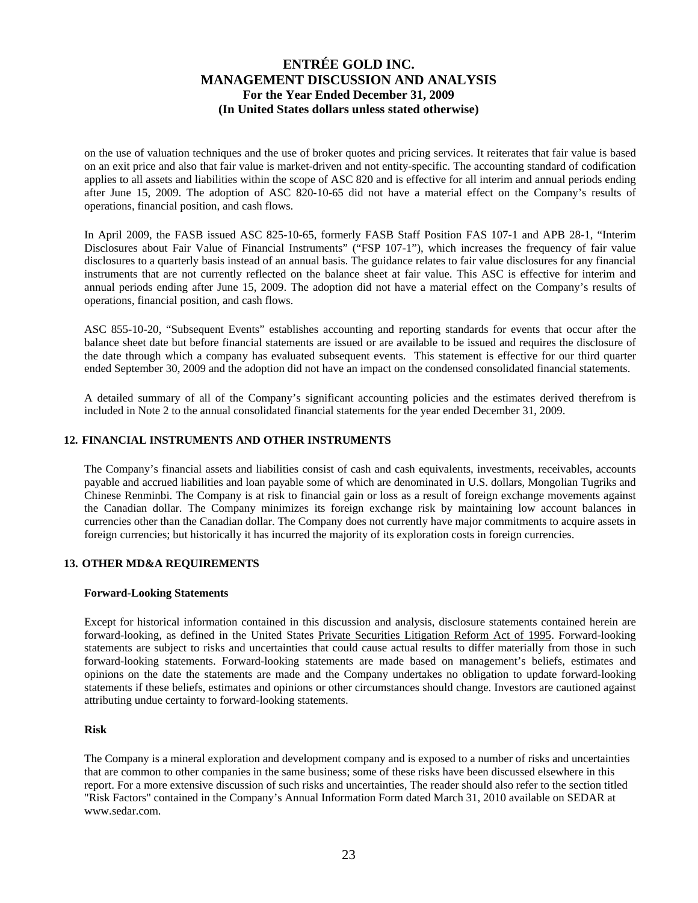on the use of valuation techniques and the use of broker quotes and pricing services. It reiterates that fair value is based on an exit price and also that fair value is market-driven and not entity-specific. The accounting standard of codification applies to all assets and liabilities within the scope of ASC 820 and is effective for all interim and annual periods ending after June 15, 2009. The adoption of ASC 820-10-65 did not have a material effect on the Company's results of operations, financial position, and cash flows.

In April 2009, the FASB issued ASC 825-10-65, formerly FASB Staff Position FAS 107-1 and APB 28-1, "Interim Disclosures about Fair Value of Financial Instruments" ("FSP 107-1"), which increases the frequency of fair value disclosures to a quarterly basis instead of an annual basis. The guidance relates to fair value disclosures for any financial instruments that are not currently reflected on the balance sheet at fair value. This ASC is effective for interim and annual periods ending after June 15, 2009. The adoption did not have a material effect on the Company's results of operations, financial position, and cash flows.

ASC 855-10-20, "Subsequent Events" establishes accounting and reporting standards for events that occur after the balance sheet date but before financial statements are issued or are available to be issued and requires the disclosure of the date through which a company has evaluated subsequent events. This statement is effective for our third quarter ended September 30, 2009 and the adoption did not have an impact on the condensed consolidated financial statements.

A detailed summary of all of the Company's significant accounting policies and the estimates derived therefrom is included in Note 2 to the annual consolidated financial statements for the year ended December 31, 2009.

## 12. FINANCIAL INSTRUMENTS AND OTHER INSTRUMENTS

The Company's financial assets and liabilities consist of cash and cash equivalents, investments, receivables, accounts payable and accrued liabilities and loan payable some of which are denominated in U.S. dollars, Mongolian Tugriks and Chinese Renminbi. The Company is at risk to financial gain or loss as a result of foreign exchange movements against the Canadian dollar. The Company minimizes its foreign exchange risk by maintaining low account balances in currencies other than the Canadian dollar. The Company does not currently have major commitments to acquire assets in foreign currencies; but historically it has incurred the majority of its exploration costs in foreign currencies.

## 13. OTHER MD&A REQUIREMENTS

### Forward-Looking Statements

Except for historical information contained in this discussion and analysis, disclosure statements contained herein are forward-looking, as defined in the United States Private Securities Litigation Reform Act of 1995. Forward-looking statements are subject to risks and uncertainties that could cause actual results to differ materially from those in such forward-looking statements. Forward-looking statements are made based on management's beliefs, estimates and opinions on the date the statements are made and the Company undertakes no obligation to update forward-looking statements if these beliefs, estimates and opinions or other circumstances should change. Investors are cautioned against attributing undue certainty to forward-looking statements.

### Risk

The Company is a mineral exploration and development company and is exposed to a number of risks and uncertainties that are common to other companies in the same business; some of these risks have been discussed elsewhere in this report. For a more extensive discussion of such risks and uncertainties, The reader should also refer to the section titled "Risk Factors" contained in the Company's Annual Information Form dated March 31, 2010 available on SEDAR at www.sedar.com.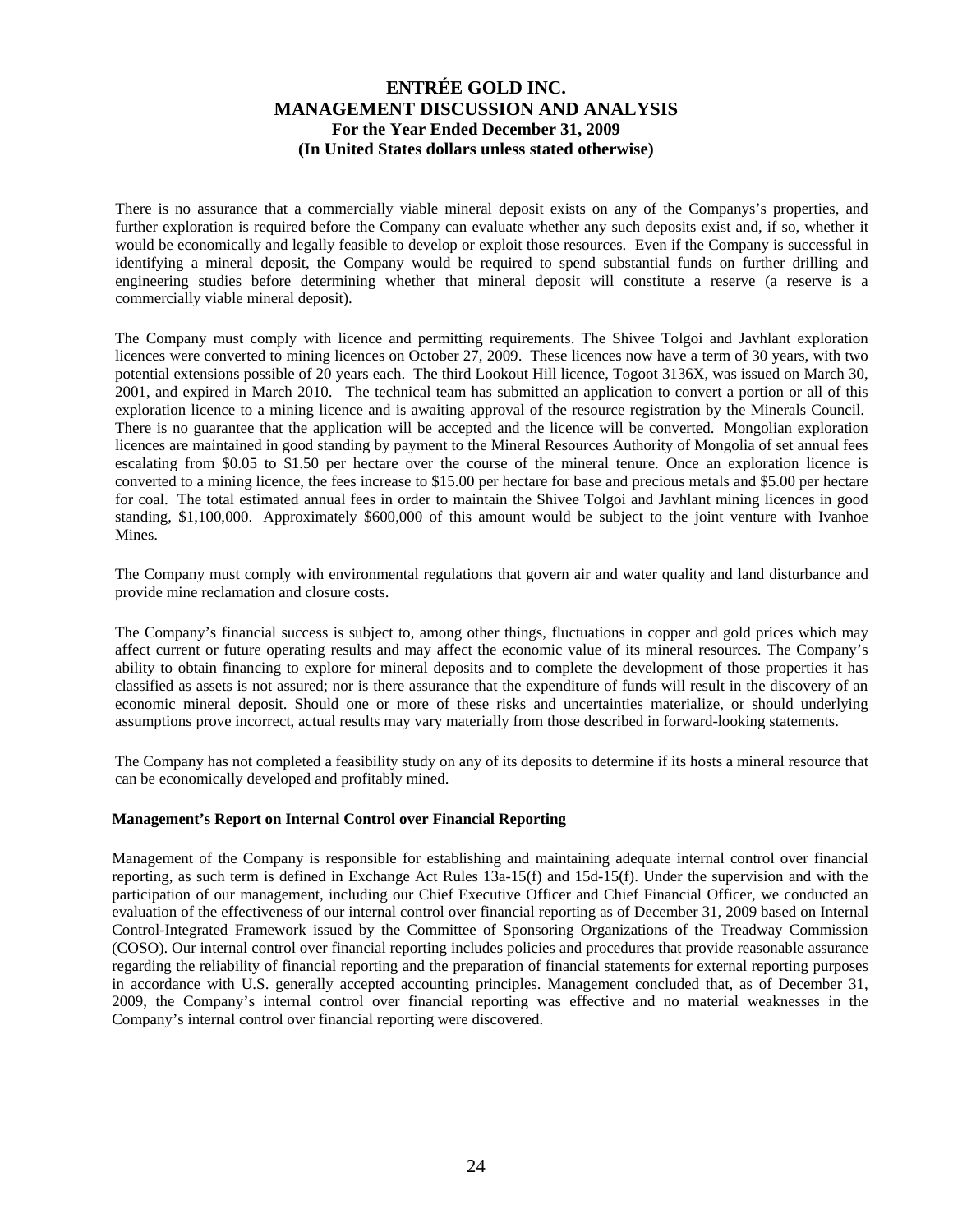There is no assurance that a commercially viable mineral deposit exists on any of the Companys's properties, and further exploration is required before the Company can evaluate whether any such deposits exist and, if so, whether it would be economically and legally feasible to develop or exploit those resources. Even if the Company is successful in identifying a mineral deposit, the Company would be required to spend substantial funds on further drilling and engineering studies before determining whether that mineral deposit will constitute a reserve (a reserve is a commercially viable mineral deposit).

The Company must comply with licence and permitting requirements. The Shivee Tolgoi and Javhlant exploration licences were converted to mining licences on October 27, 2009. These licences now have a term of 30 years, with two potential extensions possible of 20 years each. The third Lookout Hill licence, Togoot 3136X, was issued on March 30, 2001, and expired in March 2010. The technical team has submitted an application to convert a portion or all of this exploration licence to a mining licence and is awaiting approval of the resource registration by the Minerals Council. There is no guarantee that the application will be accepted and the licence will be converted. Mongolian exploration licences are maintained in good standing by payment to the Mineral Resources Authority of Mongolia of set annual fees escalating from $0.05 to $1.50 per hectare over the course of the mineral tenure. Once an exploration licence is converted to a mining licence, the fees increase to $15.00 per hectare for base and precious metals and $5.00 per hectare for coal. The total estimated annual fees in order to maintain the Shivee Tolgoi and Javhlant mining licences in good standing, $1,100,000. Approximately $600,000 of this amount would be subject to the joint venture with Ivanhoe Mines.

The Company must comply with environmental regulations that govern air and water quality and land disturbance and provide mine reclamation and closure costs.

The Company's financial success is subject to, among other things, fluctuations in copper and gold prices which may affect current or future operating results and may affect the economic value of its mineral resources. The Company's ability to obtain financing to explore for mineral deposits and to complete the development of those properties it has classified as assets is not assured; nor is there assurance that the expenditure of funds will result in the discovery of an economic mineral deposit. Should one or more of these risks and uncertainties materialize, or should underlying assumptions prove incorrect, actual results may vary materially from those described in forward-looking statements.

The Company has not completed a feasibility study on any of its deposits to determine if its hosts a mineral resource that can be economically developed and profitably mined.

**Management's Report on Internal Control over Financial Reporting**

Management of the Company is responsible for establishing and maintaining adequate internal control over financial reporting, as such term is defined in Exchange Act Rules 13a-15(f) and 15d-15(f). Under the supervision and with the participation of our management, including our Chief Executive Officer and Chief Financial Officer, we conducted an evaluation of the effectiveness of our internal control over financial reporting as of December 31, 2009 based on Internal Control-Integrated Framework issued by the Committee of Sponsoring Organizations of the Treadway Commission (COSO). Our internal control over financial reporting includes policies and procedures that provide reasonable assurance regarding the reliability of financial reporting and the preparation of financial statements for external reporting purposes in accordance with U.S. generally accepted accounting principles. Management concluded that, as of December 31, 2009, the Company's internal control over financial reporting was effective and no material weaknesses in the Company's internal control over financial reporting were discovered.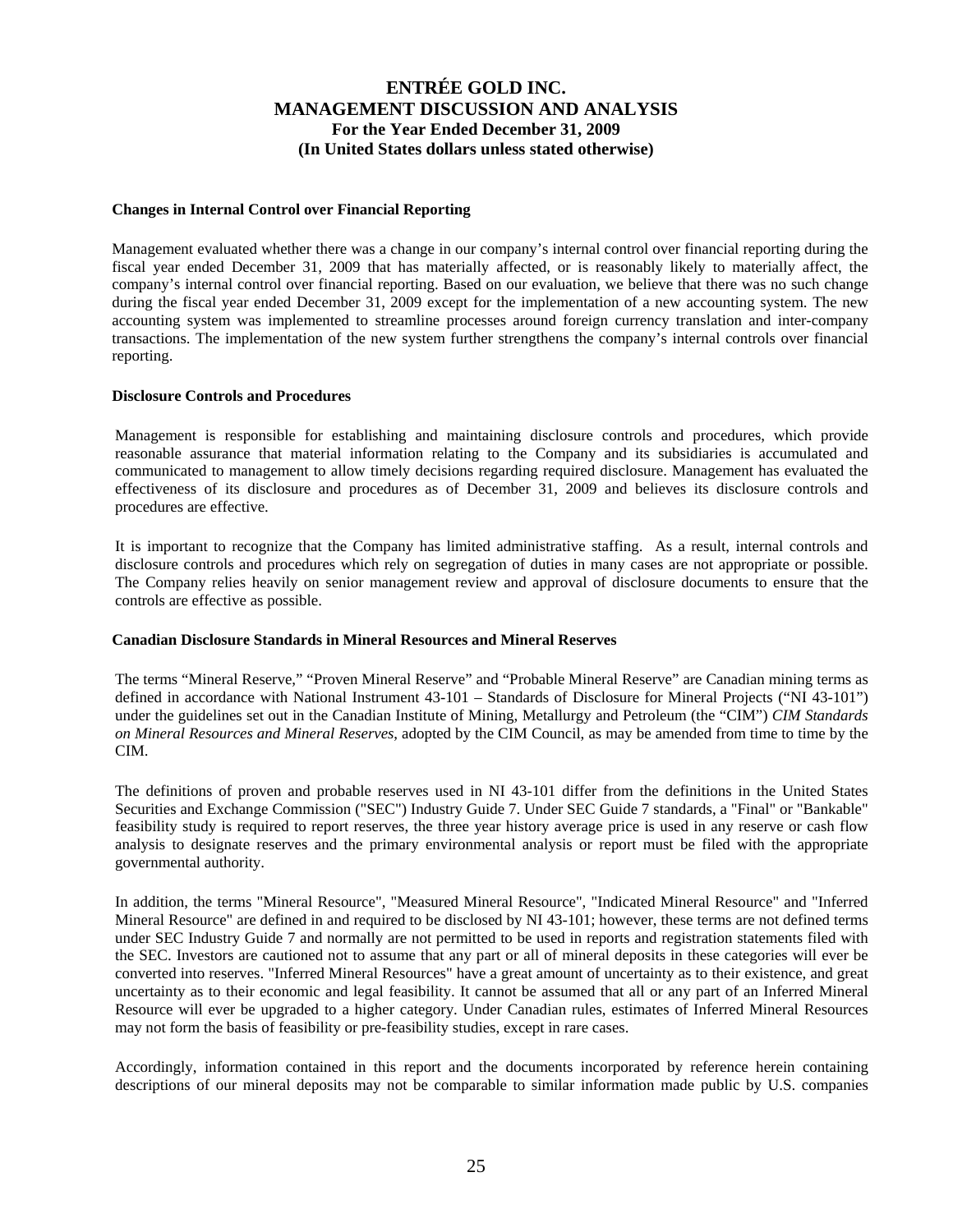#### Changes in Internal Control over Financial Reporting

Management evaluated whether there was a change in our company's internal control over financial reporting during the fiscal year ended December 31, 2009 that has materially affected, or is reasonably likely to materially affect, the company's internal control over financial reporting. Based on our evaluation, we believe that there was no such change during the fiscal year ended December 31, 2009 except for the implementation of a new accounting system. The new accounting system was implemented to streamline processes around foreign currency translation and inter-company transactions. The implementation of the new system further strengthens the company's internal controls over financial reporting.

#### Disclosure Controls and Procedures

Management is responsible for establishing and maintaining disclosure controls and procedures, which provide reasonable assurance that material information relating to the Company and its subsidiaries is accumulated and communicated to management to allow timely decisions regarding required disclosure. Management has evaluated the effectiveness of its disclosure and procedures as of December 31, 2009 and believes its disclosure controls and procedures are effective.

It is important to recognize that the Company has limited administrative staffing. As a result, internal controls and disclosure controls and procedures which rely on segregation of duties in many cases are not appropriate or possible. The Company relies heavily on senior management review and approval of disclosure documents to ensure that the controls are effective as possible.

#### Canadian Disclosure Standards in Mineral Resources and Mineral Reserves

The terms "Mineral Reserve," "Proven Mineral Reserve" and "Probable Mineral Reserve" are Canadian mining terms as defined in accordance with National Instrument 43-101 – Standards of Disclosure for Mineral Projects ("NI 43-101") under the guidelines set out in the Canadian Institute of Mining, Metallurgy and Petroleum (the "CIM") *CIM Standards on Mineral Resources and Mineral Reserves*, adopted by the CIM Council, as may be amended from time to time by the CIM.

The definitions of proven and probable reserves used in NI 43-101 differ from the definitions in the United States Securities and Exchange Commission ("SEC") Industry Guide 7. Under SEC Guide 7 standards, a "Final" or "Bankable" feasibility study is required to report reserves, the three year history average price is used in any reserve or cash flow analysis to designate reserves and the primary environmental analysis or report must be filed with the appropriate governmental authority.

In addition, the terms "Mineral Resource", "Measured Mineral Resource", "Indicated Mineral Resource" and "Inferred Mineral Resource" are defined in and required to be disclosed by NI 43-101; however, these terms are not defined terms under SEC Industry Guide 7 and normally are not permitted to be used in reports and registration statements filed with the SEC. Investors are cautioned not to assume that any part or all of mineral deposits in these categories will ever be converted into reserves. "Inferred Mineral Resources" have a great amount of uncertainty as to their existence, and great uncertainty as to their economic and legal feasibility. It cannot be assumed that all or any part of an Inferred Mineral Resource will ever be upgraded to a higher category. Under Canadian rules, estimates of Inferred Mineral Resources may not form the basis of feasibility or pre-feasibility studies, except in rare cases.

Accordingly, information contained in this report and the documents incorporated by reference herein containing descriptions of our mineral deposits may not be comparable to similar information made public by U.S. companies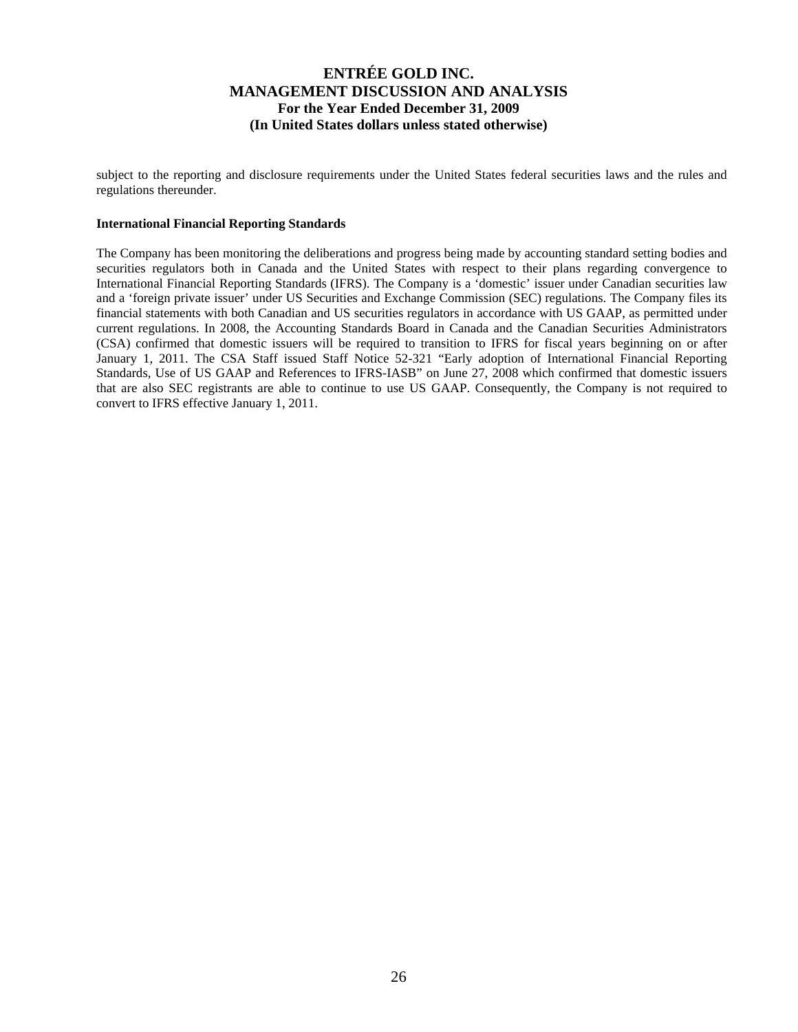subject to the reporting and disclosure requirements under the United States federal securities laws and the rules and regulations thereunder.

**International Financial Reporting Standards**

The Company has been monitoring the deliberations and progress being made by accounting standard setting bodies and securities regulators both in Canada and the United States with respect to their plans regarding convergence to International Financial Reporting Standards (IFRS). The Company is a 'domestic' issuer under Canadian securities law and a 'foreign private issuer' under US Securities and Exchange Commission (SEC) regulations. The Company files its financial statements with both Canadian and US securities regulators in accordance with US GAAP, as permitted under current regulations. In 2008, the Accounting Standards Board in Canada and the Canadian Securities Administrators (CSA) confirmed that domestic issuers will be required to transition to IFRS for fiscal years beginning on or after January 1, 2011. The CSA Staff issued Staff Notice 52-321 "Early adoption of International Financial Reporting Standards, Use of US GAAP and References to IFRS-IASB" on June 27, 2008 which confirmed that domestic issuers that are also SEC registrants are able to continue to use US GAAP. Consequently, the Company is not required to convert to IFRS effective January 1, 2011.